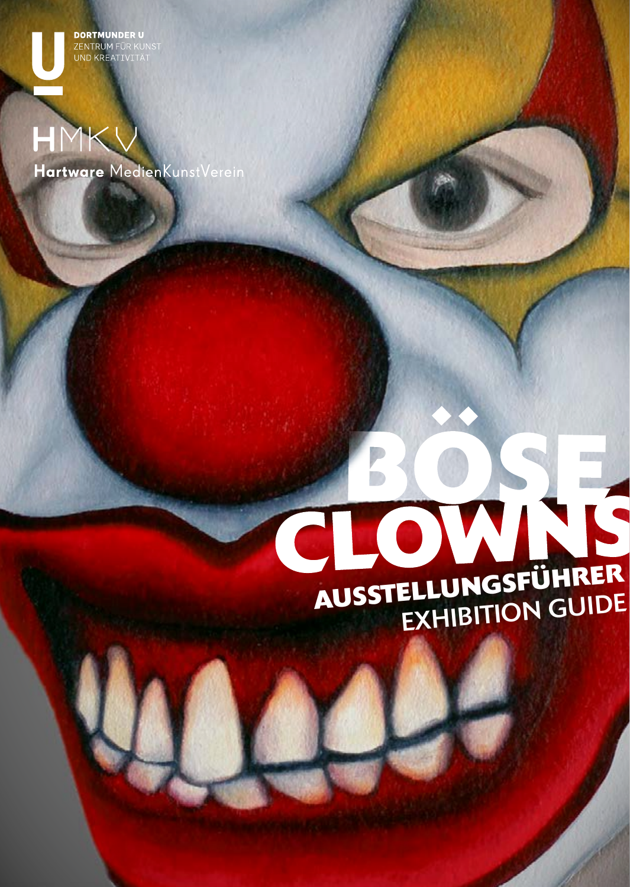DORTMUNDER U
ZENTRUM FÜR KUNST
UND KREATIVITÄT

HMKV
Hartware MedienKunstVerein

# BÖSE CLOWNS

## AUSSTELLUNGSFÜHRER
## EXHIBITION GUIDE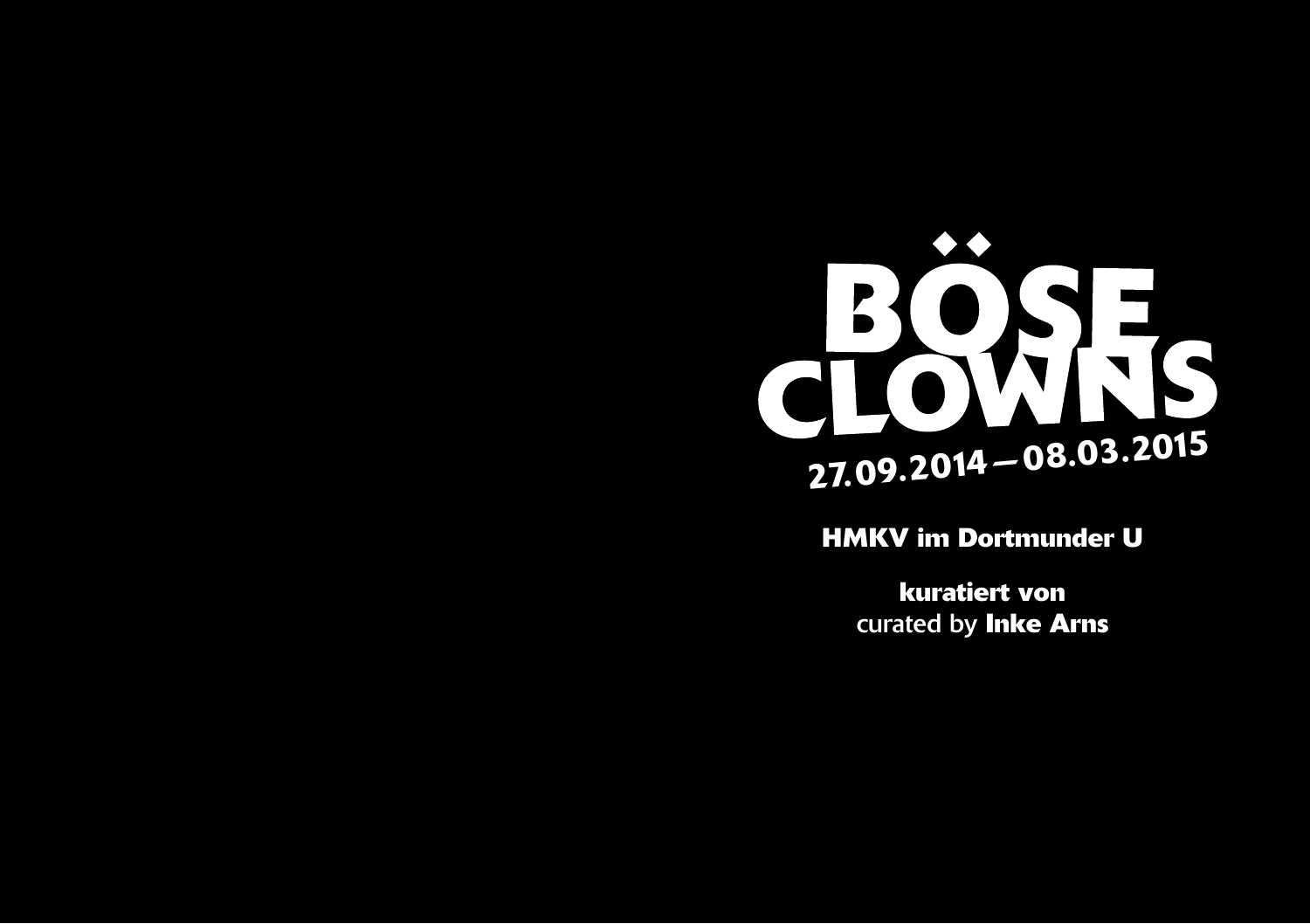# BÖSE CLOWNS

**27.09.2014 – 08.03.2015**

**HMKV im Dortmunder U**

**kuratiert von**
curated by **Inke Arns**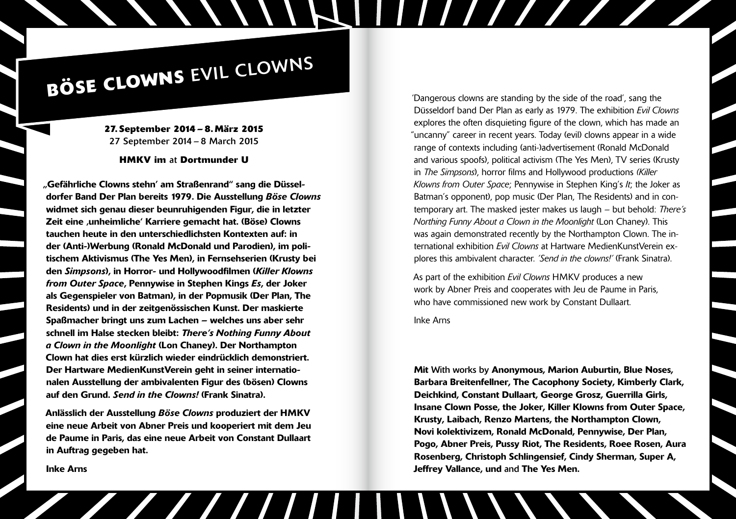# BÖSE CLOWNS EVIL CLOWNS

**27. September 2014 – 8. März 2015**
27 September 2014 – 8 March 2015

**HMKV im** at **Dortmunder U**

**„Gefährliche Clowns stehn' am Straßenrand" sang die Düsseldorfer Band Der Plan bereits 1979. Die Ausstellung *Böse Clowns* widmet sich genau dieser beunruhigenden Figur, die in letzter Zeit eine ‚unheimliche' Karriere gemacht hat. (Böse) Clowns tauchen heute in den unterschiedlichsten Kontexten auf: in der (Anti-)Werbung (Ronald McDonald und Parodien), im politischem Aktivismus (The Yes Men), in Fernsehserien (Krusty bei den *Simpsons*), in Horror- und Hollywoodfilmen (*Killer Klowns from Outer Space*, Pennywise in Stephen Kings *Es*, der Joker als Gegenspieler von Batman), in der Popmusik (Der Plan, The Residents) und in der zeitgenössischen Kunst. Der maskierte Spaßmacher bringt uns zum Lachen – welches uns aber sehr schnell im Halse stecken bleibt: *There's Nothing Funny About a Clown in the Moonlight* (Lon Chaney). Der Northampton Clown hat dies erst kürzlich wieder eindrücklich demonstriert. Der Hartware MedienKunstVerein geht in seiner internationalen Ausstellung der ambivalenten Figur des (bösen) Clowns auf den Grund. *Send in the Clowns!* (Frank Sinatra).**

**Anlässlich der Ausstellung *Böse Clowns* produziert der HMKV eine neue Arbeit von Abner Preis und kooperiert mit dem Jeu de Paume in Paris, das eine neue Arbeit von Constant Dullaart in Auftrag gegeben hat.**

**Inke Arns**

'Dangerous clowns are standing by the side of the road', sang the Düsseldorf band Der Plan as early as 1979. The exhibition *Evil Clowns* explores the often disquieting figure of the clown, which has made an "uncanny" career in recent years. Today (evil) clowns appear in a wide range of contexts including (anti-)advertisement (Ronald McDonald and various spoofs), political activism (The Yes Men), TV series (Krusty in *The Simpsons*), horror films and Hollywood productions (*Killer Klowns from Outer Space*; Pennywise in Stephen King's *It*; the Joker as Batman's opponent), pop music (Der Plan, The Residents) and in contemporary art. The masked jester makes us laugh – but behold: *There's Northing Funny About a Clown in the Moonlight* (Lon Chaney). This was again demonstrated recently by the Northampton Clown. The international exhibition *Evil Clowns* at Hartware MedienKunstVerein explores this ambivalent character. *'Send in the clowns!'* (Frank Sinatra).

As part of the exhibition *Evil Clowns* HMKV produces a new work by Abner Preis and cooperates with Jeu de Paume in Paris, who have commissioned new work by Constant Dullaart.

Inke Arns

**Mit** With works by **Anonymous, Marion Auburtin, Blue Noses, Barbara Breitenfellner, The Cacophony Society, Kimberly Clark, Deichkind, Constant Dullaart, George Grosz, Guerrilla Girls, Insane Clown Posse, the Joker, Killer Klowns from Outer Space, Krusty, Laibach, Renzo Martens, the Northampton Clown, Novi kolektivizem, Ronald McDonald, Pennywise, Der Plan, Pogo, Abner Preis, Pussy Riot, The Residents, Roee Rosen, Aura Rosenberg, Christoph Schlingensief, Cindy Sherman, Super A, Jeffrey Vallance, und** and **The Yes Men.**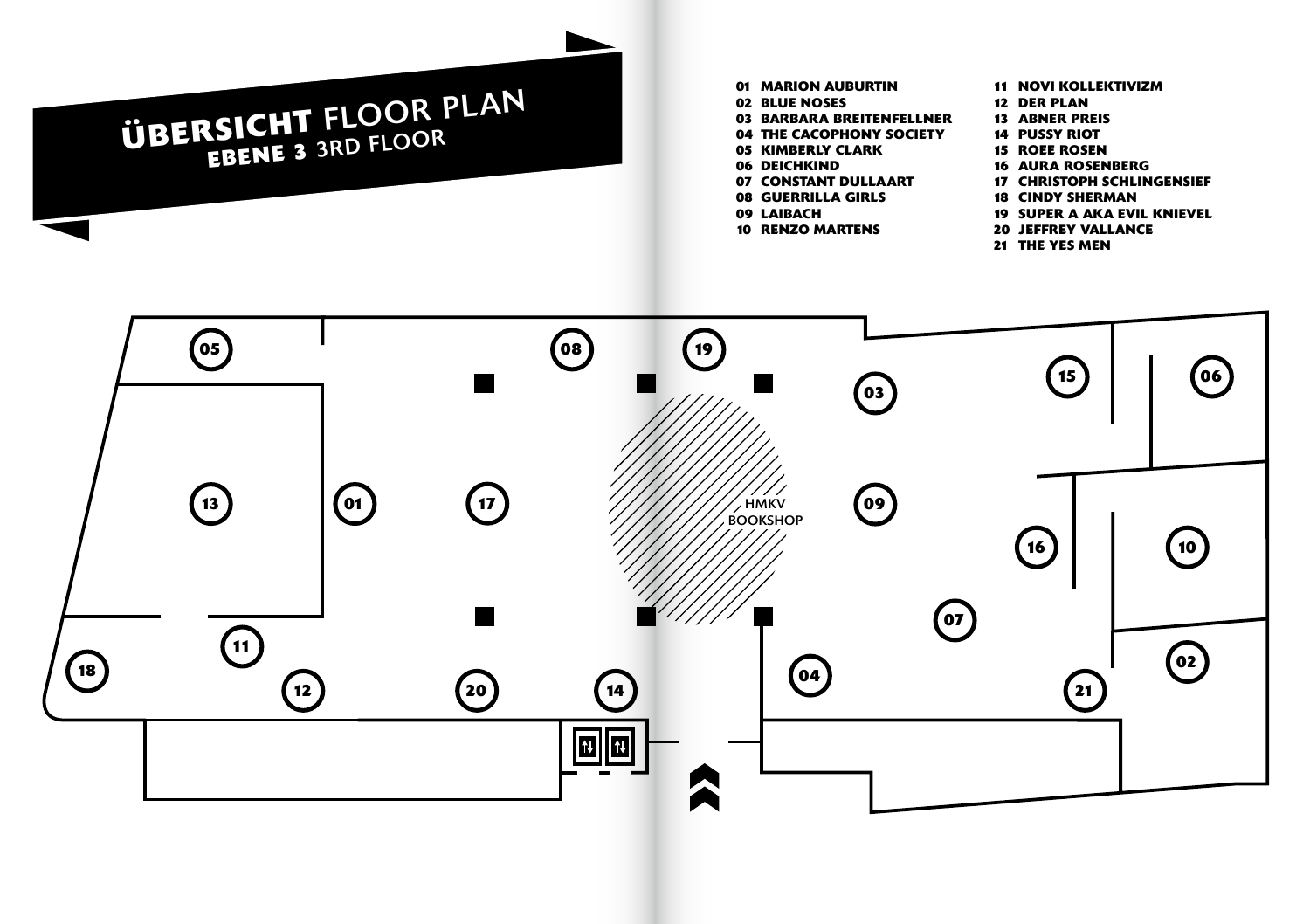# ÜBERSICHT FLOOR PLAN

## EBENE 3 3RD FLOOR

01 MARION AUBURTIN
02 BLUE NOSES
03 BARBARA BREITENFELLNER
04 THE CACOPHONY SOCIETY
05 KIMBERLY CLARK
06 DEICHKIND
07 CONSTANT DULLAART
08 GUERRILLA GIRLS
09 LAIBACH
10 RENZO MARTENS
11 NOVI KOLLEKTIVIZM
12 DER PLAN
13 ABNER PREIS
14 PUSSY RIOT
15 ROEE ROSEN
16 AURA ROSENBERG
17 CHRISTOPH SCHLINGENSIEF
18 CINDY SHERMAN
19 SUPER A AKA EVIL KNIEVEL
20 JEFFREY VALLANCE
21 THE YES MEN

HMKV BOOKSHOP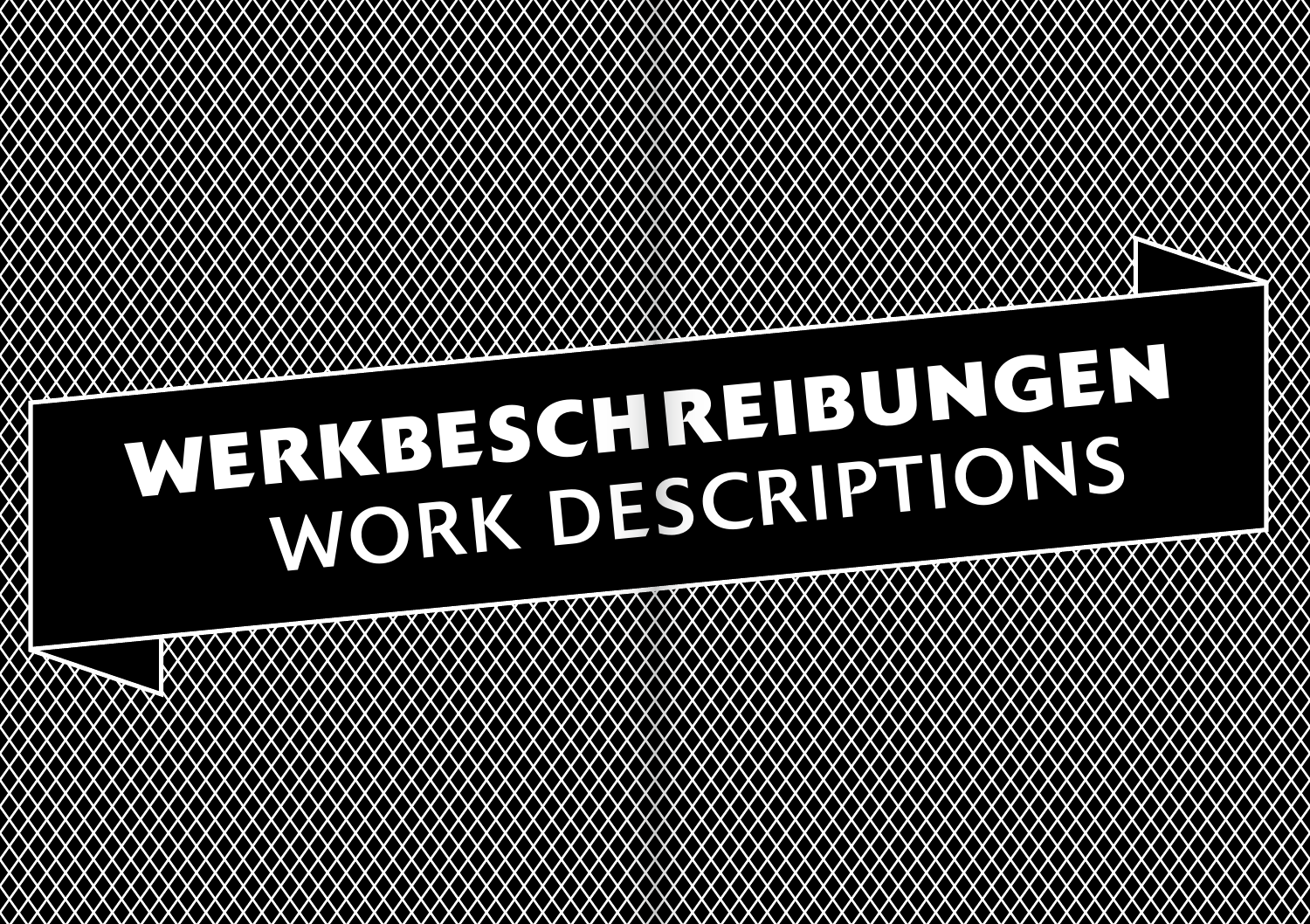# WERKBESCHREIBUNGEN
# WORK DESCRIPTIONS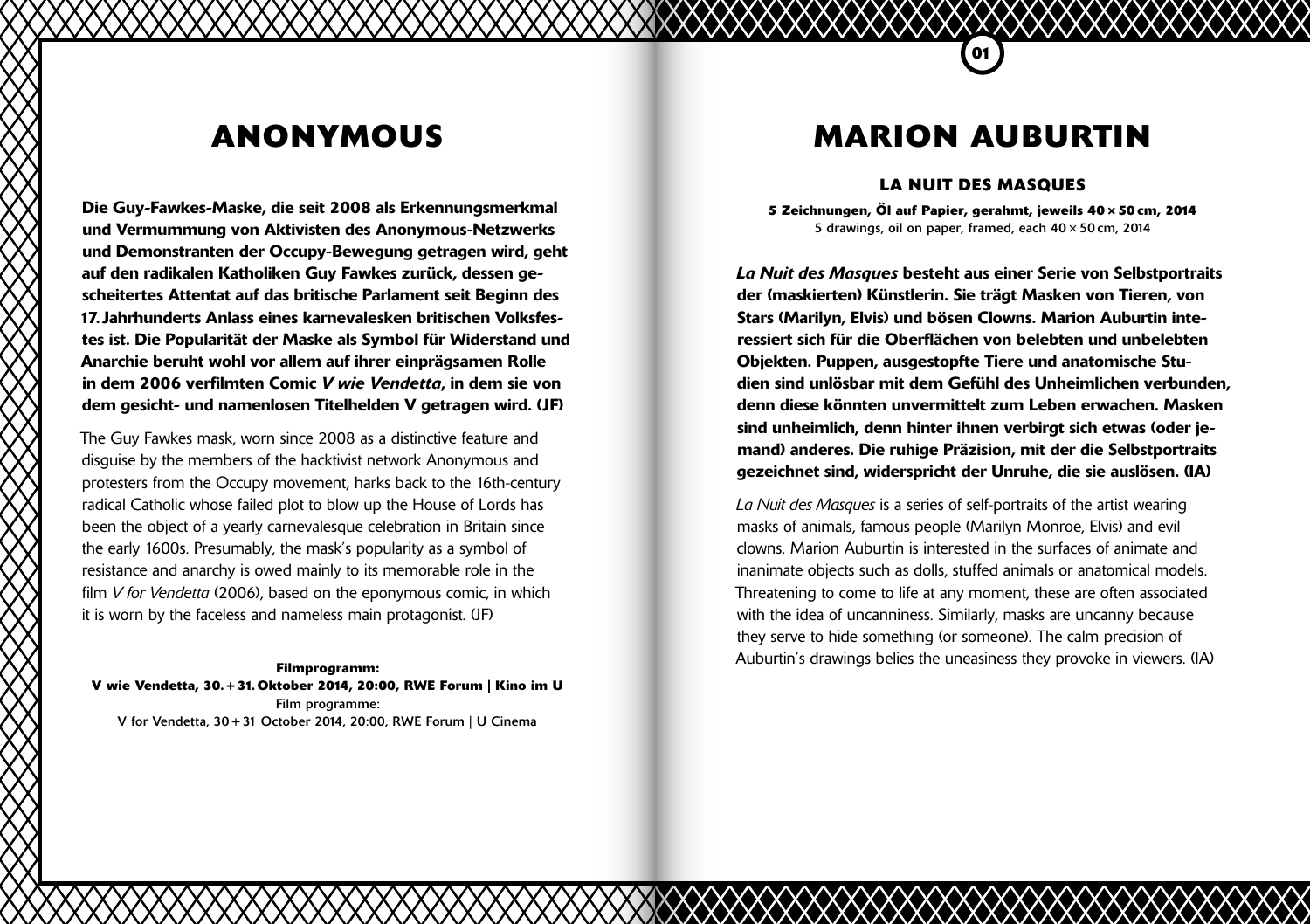# ANONYMOUS

**Die Guy-Fawkes-Maske, die seit 2008 als Erkennungsmerkmal und Vermummung von Aktivisten des Anonymous-Netzwerks und Demonstranten der Occupy-Bewegung getragen wird, geht auf den radikalen Katholiken Guy Fawkes zurück, dessen gescheitertes Attentat auf das britische Parlament seit Beginn des 17. Jahrhunderts Anlass eines karnevalesken britischen Volksfestes ist. Die Popularität der Maske als Symbol für Widerstand und Anarchie beruht wohl vor allem auf ihrer einprägsamen Rolle in dem 2006 verfilmten Comic *V wie Vendetta*, in dem sie von dem gesicht- und namenlosen Titelhelden V getragen wird. (JF)**

The Guy Fawkes mask, worn since 2008 as a distinctive feature and disguise by the members of the hacktivist network Anonymous and protesters from the Occupy movement, harks back to the 16th-century radical Catholic whose failed plot to blow up the House of Lords has been the object of a yearly carnevalesque celebration in Britain since the early 1600s. Presumably, the mask's popularity as a symbol of resistance and anarchy is owed mainly to its memorable role in the film *V for Vendetta* (2006), based on the eponymous comic, in which it is worn by the faceless and nameless main protagonist. (JF)

**Filmprogramm:**
**V wie Vendetta, 30. + 31. Oktober 2014, 20:00, RWE Forum | Kino im U**
Film programme:
V for Vendetta, 30 + 31 October 2014, 20:00, RWE Forum | U Cinema

# MARION AUBURTIN

### LA NUIT DES MASQUES

**5 Zeichnungen, Öl auf Papier, gerahmt, jeweils 40 × 50 cm, 2014**
5 drawings, oil on paper, framed, each 40 × 50 cm, 2014

***La Nuit des Masques* besteht aus einer Serie von Selbstportraits der (maskierten) Künstlerin. Sie trägt Masken von Tieren, von Stars (Marilyn, Elvis) und bösen Clowns. Marion Auburtin interessiert sich für die Oberflächen von belebten und unbelebten Objekten. Puppen, ausgestopfte Tiere und anatomische Studien sind unlösbar mit dem Gefühl des Unheimlichen verbunden, denn diese könnten unvermittelt zum Leben erwachen. Masken sind unheimlich, denn hinter ihnen verbirgt sich etwas (oder jemand) anderes. Die ruhige Präzision, mit der die Selbstportraits gezeichnet sind, widerspricht der Unruhe, die sie auslösen. (IA)**

*La Nuit des Masques* is a series of self-portraits of the artist wearing masks of animals, famous people (Marilyn Monroe, Elvis) and evil clowns. Marion Auburtin is interested in the surfaces of animate and inanimate objects such as dolls, stuffed animals or anatomical models. Threatening to come to life at any moment, these are often associated with the idea of uncanniness. Similarly, masks are uncanny because they serve to hide something (or someone). The calm precision of Auburtin's drawings belies the uneasiness they provoke in viewers. (IA)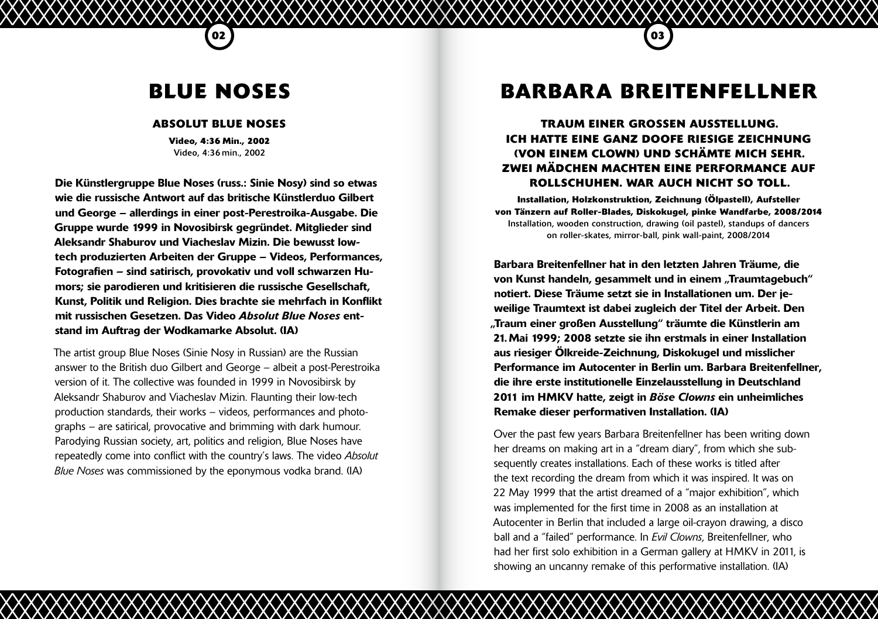# BLUE NOSES

### ABSOLUT BLUE NOSES

**Video, 4:36 Min., 2002**
Video, 4:36 min., 2002

**Die Künstlergruppe Blue Noses (russ.: Sinie Nosy) sind so etwas wie die russische Antwort auf das britische Künstlerduo Gilbert und George – allerdings in einer post-Perestroika-Ausgabe. Die Gruppe wurde 1999 in Novosibirsk gegründet. Mitglieder sind Aleksandr Shaburov und Viacheslav Mizin. Die bewusst low-tech produzierten Arbeiten der Gruppe – Videos, Performances, Fotografien – sind satirisch, provokativ und voll schwarzen Humors; sie parodieren und kritisieren die russische Gesellschaft, Kunst, Politik und Religion. Dies brachte sie mehrfach in Konflikt mit russischen Gesetzen. Das Video *Absolut Blue Noses* entstand im Auftrag der Wodkamarke Absolut. (IA)**

The artist group Blue Noses (Sinie Nosy in Russian) are the Russian answer to the British duo Gilbert and George – albeit a post-Perestroika version of it. The collective was founded in 1999 in Novosibirsk by Aleksandr Shaburov and Viacheslav Mizin. Flaunting their low-tech production standards, their works – videos, performances and photographs – are satirical, provocative and brimming with dark humour. Parodying Russian society, art, politics and religion, Blue Noses have repeatedly come into conflict with the country's laws. The video *Absolut Blue Noses* was commissioned by the eponymous vodka brand. (IA)

# BARBARA BREITENFELLNER

### TRAUM EINER GROSSEN AUSSTELLUNG. ICH HATTE EINE GANZ DOOFE RIESIGE ZEICHNUNG (VON EINEM CLOWN) UND SCHÄMTE MICH SEHR. ZWEI MÄDCHEN MACHTEN EINE PERFORMANCE AUF ROLLSCHUHEN. WAR AUCH NICHT SO TOLL.

**Installation, Holzkonstruktion, Zeichnung (Ölpastell), Aufsteller von Tänzern auf Roller-Blades, Diskokugel, pinke Wandfarbe, 2008/2014**
Installation, wooden construction, drawing (oil pastel), standups of dancers on roller-skates, mirror-ball, pink wall-paint, 2008/2014

**Barbara Breitenfellner hat in den letzten Jahren Träume, die von Kunst handeln, gesammelt und in einem „Traumtagebuch" notiert. Diese Träume setzt sie in Installationen um. Der jeweilige Traumtext ist dabei zugleich der Titel der Arbeit. Den „Traum einer großen Ausstellung" träumte die Künstlerin am 21. Mai 1999; 2008 setzte sie ihn erstmals in einer Installation aus riesiger Ölkreide-Zeichnung, Diskokugel und misslicher Performance im Autocenter in Berlin um. Barbara Breitenfellner, die ihre erste institutionelle Einzelausstellung in Deutschland 2011 im HMKV hatte, zeigt in *Böse Clowns* ein unheimliches Remake dieser performativen Installation. (IA)**

Over the past few years Barbara Breitenfellner has been writing down her dreams on making art in a "dream diary", from which she subsequently creates installations. Each of these works is titled after the text recording the dream from which it was inspired. It was on 22 May 1999 that the artist dreamed of a "major exhibition", which was implemented for the first time in 2008 as an installation at Autocenter in Berlin that included a large oil-crayon drawing, a disco ball and a "failed" performance. In *Evil Clowns*, Breitenfellner, who had her first solo exhibition in a German gallery at HMKV in 2011, is showing an uncanny remake of this performative installation. (IA)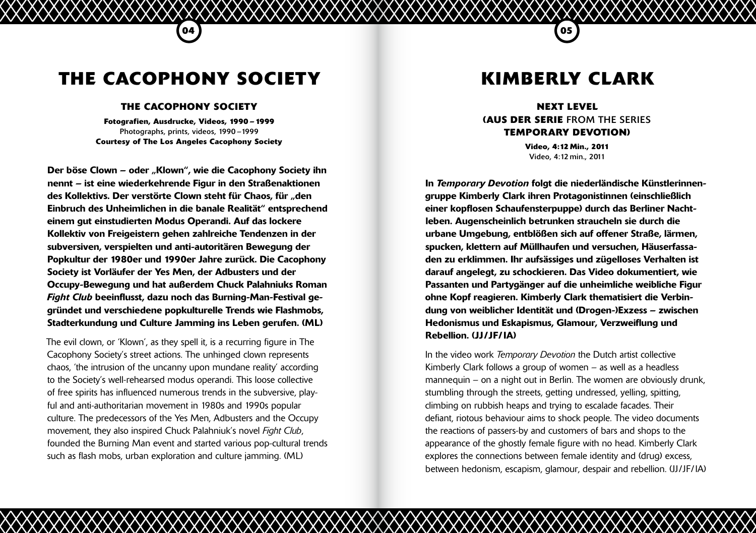# THE CACOPHONY SOCIETY

**THE CACOPHONY SOCIETY**

**Fotografien, Ausdrucke, Videos, 1990 – 1999**
Photographs, prints, videos, 1990 – 1999
**Courtesy of The Los Angeles Cacophony Society**

**Der böse Clown – oder „Klown", wie die Cacophony Society ihn nennt – ist eine wiederkehrende Figur in den Straßenaktionen des Kollektivs. Der verstörte Clown steht für Chaos, für „den Einbruch des Unheimlichen in die banale Realität" entsprechend einem gut einstudierten Modus Operandi. Auf das lockere Kollektiv von Freigeistern gehen zahlreiche Tendenzen in der subversiven, verspielten und anti-autoritären Bewegung der Popkultur der 1980er und 1990er Jahre zurück. Die Cacophony Society ist Vorläufer der Yes Men, der Adbusters und der Occupy-Bewegung und hat außerdem Chuck Palahniuks Roman *Fight Club* beeinflusst, dazu noch das Burning-Man-Festival gegründet und verschiedene popkulturelle Trends wie Flashmobs, Stadterkundung und Culture Jamming ins Leben gerufen. (ML)**

The evil clown, or 'Klown', as they spell it, is a recurring figure in The Cacophony Society's street actions. The unhinged clown represents chaos, 'the intrusion of the uncanny upon mundane reality' according to the Society's well-rehearsed modus operandi. This loose collective of free spirits has influenced numerous trends in the subversive, playful and anti-authoritarian movement in 1980s and 1990s popular culture. The predecessors of the Yes Men, Adbusters and the Occupy movement, they also inspired Chuck Palahniuk's novel *Fight Club*, founded the Burning Man event and started various pop-cultural trends such as flash mobs, urban exploration and culture jamming. (ML)

# KIMBERLY CLARK

**NEXT LEVEL**
**(AUS DER SERIE** FROM THE SERIES
**TEMPORARY DEVOTION)**

**Video, 4:12 Min., 2011**
Video, 4:12 min., 2011

**In *Temporary Devotion* folgt die niederländische Künstlerinnengruppe Kimberly Clark ihren Protagonistinnen (einschließlich einer kopflosen Schaufensterpuppe) durch das Berliner Nachtleben. Augenscheinlich betrunken straucheln sie durch die urbane Umgebung, entblößen sich auf offener Straße, lärmen, spucken, klettern auf Müllhaufen und versuchen, Häuserfassaden zu erklimmen. Ihr aufsässiges und zügelloses Verhalten ist darauf angelegt, zu schockieren. Das Video dokumentiert, wie Passanten und Partygänger auf die unheimliche weibliche Figur ohne Kopf reagieren. Kimberly Clark thematisiert die Verbindung von weiblicher Identität und (Drogen-)Exzess – zwischen Hedonismus und Eskapismus, Glamour, Verzweiflung und Rebellion. (JJ/JF/IA)**

In the video work *Temporary Devotion* the Dutch artist collective Kimberly Clark follows a group of women – as well as a headless mannequin – on a night out in Berlin. The women are obviously drunk, stumbling through the streets, getting undressed, yelling, spitting, climbing on rubbish heaps and trying to escalade facades. Their defiant, riotous behaviour aims to shock people. The video documents the reactions of passers-by and customers of bars and shops to the appearance of the ghostly female figure with no head. Kimberly Clark explores the connections between female identity and (drug) excess, between hedonism, escapism, glamour, despair and rebellion. (JJ/JF/IA)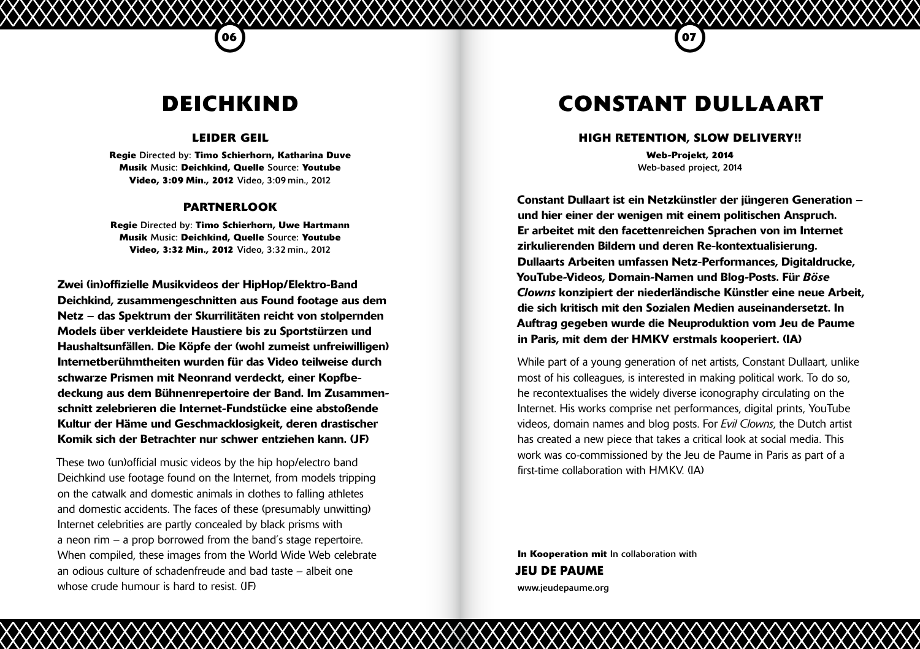# DEICHKIND

## LEIDER GEIL

**Regie** Directed by: **Timo Schierhorn, Katharina Duve**
**Musik** Music: **Deichkind, Quelle** Source: **Youtube**
**Video, 3:09 Min., 2012** Video, 3:09 min., 2012

## PARTNERLOOK

**Regie** Directed by: **Timo Schierhorn, Uwe Hartmann**
**Musik** Music: **Deichkind, Quelle** Source: **Youtube**
**Video, 3:32 Min., 2012** Video, 3:32 min., 2012

**Zwei (in)offizielle Musikvideos der HipHop/Elektro-Band Deichkind, zusammengeschnitten aus Found footage aus dem Netz – das Spektrum der Skurrilitäten reicht von stolpernden Models über verkleidete Haustiere bis zu Sportstürzen und Haushaltsunfällen. Die Köpfe der (wohl zumeist unfreiwilligen) Internetberühmtheiten wurden für das Video teilweise durch schwarze Prismen mit Neonrand verdeckt, einer Kopfbedeckung aus dem Bühnenrepertoire der Band. Im Zusammenschnitt zelebrieren die Internet-Fundstücke eine abstoßende Kultur der Häme und Geschmacklosigkeit, deren drastischer Komik sich der Betrachter nur schwer entziehen kann. (JF)**

These two (un)official music videos by the hip hop/electro band Deichkind use footage found on the Internet, from models tripping on the catwalk and domestic animals in clothes to falling athletes and domestic accidents. The faces of these (presumably unwitting) Internet celebrities are partly concealed by black prisms with a neon rim – a prop borrowed from the band's stage repertoire. When compiled, these images from the World Wide Web celebrate an odious culture of schadenfreude and bad taste – albeit one whose crude humour is hard to resist. (JF)

# CONSTANT DULLAART

## HIGH RETENTION, SLOW DELIVERY!!

**Web-Projekt, 2014**
Web-based project, 2014

**Constant Dullaart ist ein Netzkünstler der jüngeren Generation – und hier einer der wenigen mit einem politischen Anspruch. Er arbeitet mit den facettenreichen Sprachen von im Internet zirkulierenden Bildern und deren Re-kontextualisierung. Dullaarts Arbeiten umfassen Netz-Performances, Digitaldrucke, YouTube-Videos, Domain-Namen und Blog-Posts. Für *Böse Clowns* konzipiert der niederländische Künstler eine neue Arbeit, die sich kritisch mit den Sozialen Medien auseinandersetzt. In Auftrag gegeben wurde die Neuproduktion vom Jeu de Paume in Paris, mit dem der HMKV erstmals kooperiert. (IA)**

While part of a young generation of net artists, Constant Dullaart, unlike most of his colleagues, is interested in making political work. To do so, he recontextualises the widely diverse iconography circulating on the Internet. His works comprise net performances, digital prints, YouTube videos, domain names and blog posts. For *Evil Clowns*, the Dutch artist has created a new piece that takes a critical look at social media. This work was co-commissioned by the Jeu de Paume in Paris as part of a first-time collaboration with HMKV. (IA)

**In Kooperation mit** In collaboration with

**JEU DE PAUME**

www.jeudepaume.org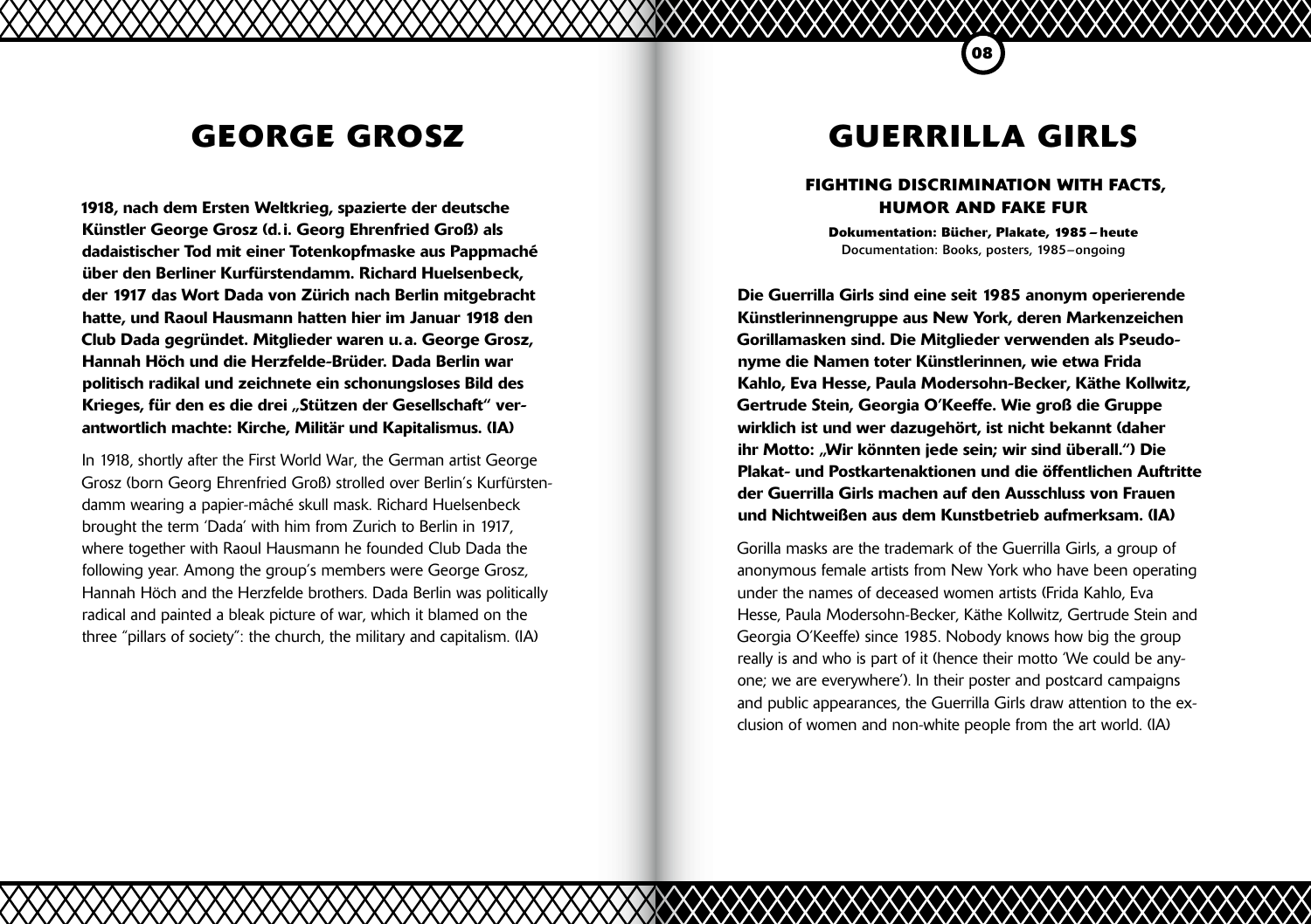# GEORGE GROSZ

**1918, nach dem Ersten Weltkrieg, spazierte der deutsche Künstler George Grosz (d. i. Georg Ehrenfried Groß) als dadaistischer Tod mit einer Totenkopfmaske aus Pappmaché über den Berliner Kurfürstendamm. Richard Huelsenbeck, der 1917 das Wort Dada von Zürich nach Berlin mitgebracht hatte, und Raoul Hausmann hatten hier im Januar 1918 den Club Dada gegründet. Mitglieder waren u. a. George Grosz, Hannah Höch und die Herzfelde-Brüder. Dada Berlin war politisch radikal und zeichnete ein schonungsloses Bild des Krieges, für den es die drei „Stützen der Gesellschaft" verantwortlich machte: Kirche, Militär und Kapitalismus. (IA)**

In 1918, shortly after the First World War, the German artist George Grosz (born Georg Ehrenfried Groß) strolled over Berlin's Kurfürstendamm wearing a papier-mâché skull mask. Richard Huelsenbeck brought the term 'Dada' with him from Zurich to Berlin in 1917, where together with Raoul Hausmann he founded Club Dada the following year. Among the group's members were George Grosz, Hannah Höch and the Herzfelde brothers. Dada Berlin was politically radical and painted a bleak picture of war, which it blamed on the three "pillars of society": the church, the military and capitalism. (IA)

# GUERRILLA GIRLS

### FIGHTING DISCRIMINATION WITH FACTS, HUMOR AND FAKE FUR

**Dokumentation: Bücher, Plakate, 1985 – heute**
Documentation: Books, posters, 1985 – ongoing

**Die Guerrilla Girls sind eine seit 1985 anonym operierende Künstlerinnengruppe aus New York, deren Markenzeichen Gorillamasken sind. Die Mitglieder verwenden als Pseudonyme die Namen toter Künstlerinnen, wie etwa Frida Kahlo, Eva Hesse, Paula Modersohn-Becker, Käthe Kollwitz, Gertrude Stein, Georgia O'Keeffe. Wie groß die Gruppe wirklich ist und wer dazugehört, ist nicht bekannt (daher ihr Motto: „Wir könnten jede sein; wir sind überall.") Die Plakat- und Postkartenaktionen und die öffentlichen Auftritte der Guerrilla Girls machen auf den Ausschluss von Frauen und Nichtweißen aus dem Kunstbetrieb aufmerksam. (IA)**

Gorilla masks are the trademark of the Guerrilla Girls, a group of anonymous female artists from New York who have been operating under the names of deceased women artists (Frida Kahlo, Eva Hesse, Paula Modersohn-Becker, Käthe Kollwitz, Gertrude Stein and Georgia O'Keeffe) since 1985. Nobody knows how big the group really is and who is part of it (hence their motto 'We could be anyone; we are everywhere'). In their poster and postcard campaigns and public appearances, the Guerrilla Girls draw attention to the exclusion of women and non-white people from the art world. (IA)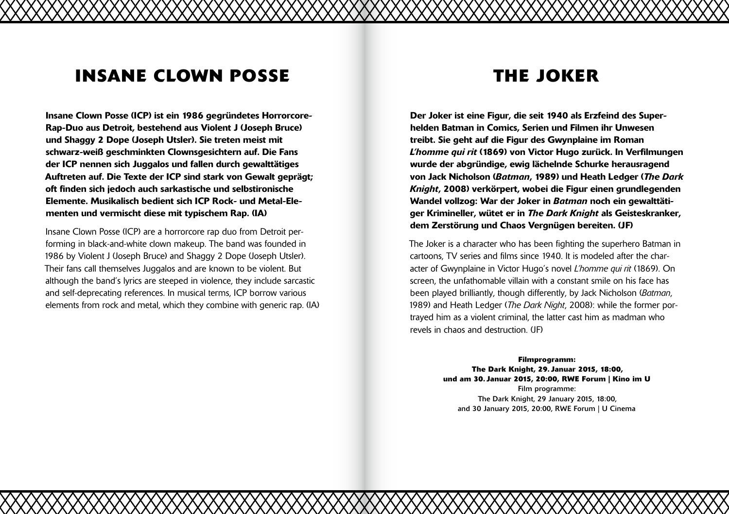# INSANE CLOWN POSSE

**Insane Clown Posse (ICP) ist ein 1986 gegründetes Horrorcore-Rap-Duo aus Detroit, bestehend aus Violent J (Joseph Bruce) und Shaggy 2 Dope (Joseph Utsler). Sie treten meist mit schwarz-weiß geschminkten Clownsgesichtern auf. Die Fans der ICP nennen sich Juggalos und fallen durch gewalttätiges Auftreten auf. Die Texte der ICP sind stark von Gewalt geprägt; oft finden sich jedoch auch sarkastische und selbstironische Elemente. Musikalisch bedient sich ICP Rock- und Metal-Elementen und vermischt diese mit typischem Rap. (IA)**

Insane Clown Posse (ICP) are a horrorcore rap duo from Detroit performing in black-and-white clown makeup. The band was founded in 1986 by Violent J (Joseph Bruce) and Shaggy 2 Dope (Joseph Utsler). Their fans call themselves Juggalos and are known to be violent. But although the band's lyrics are steeped in violence, they include sarcastic and self-deprecating references. In musical terms, ICP borrow various elements from rock and metal, which they combine with generic rap. (IA)

# THE JOKER

**Der Joker ist eine Figur, die seit 1940 als Erzfeind des Superhelden Batman in Comics, Serien und Filmen ihr Unwesen treibt. Sie geht auf die Figur des Gwynplaine im Roman *L'homme qui rit* (1869) von Victor Hugo zurück. In Verfilmungen wurde der abgründige, ewig lächelnde Schurke herausragend von Jack Nicholson (*Batman*, 1989) und Heath Ledger (*The Dark Knight*, 2008) verkörpert, wobei die Figur einen grundlegenden Wandel vollzog: War der Joker in *Batman* noch ein gewalttätiger Krimineller, wütet er in *The Dark Knight* als Geisteskranker, dem Zerstörung und Chaos Vergnügen bereiten. (JF)**

The Joker is a character who has been fighting the superhero Batman in cartoons, TV series and films since 1940. It is modeled after the character of Gwynplaine in Victor Hugo's novel *L'homme qui rit* (1869). On screen, the unfathomable villain with a constant smile on his face has been played brilliantly, though differently, by Jack Nicholson (*Batman*, 1989) and Heath Ledger (*The Dark Night*, 2008): while the former portrayed him as a violent criminal, the latter cast him as madman who revels in chaos and destruction. (JF)

**Filmprogramm:**
**The Dark Knight, 29. Januar 2015, 18:00,**
**und am 30. Januar 2015, 20:00, RWE Forum | Kino im U**
Film programme:
The Dark Knight, 29 January 2015, 18:00,
and 30 January 2015, 20:00, RWE Forum | U Cinema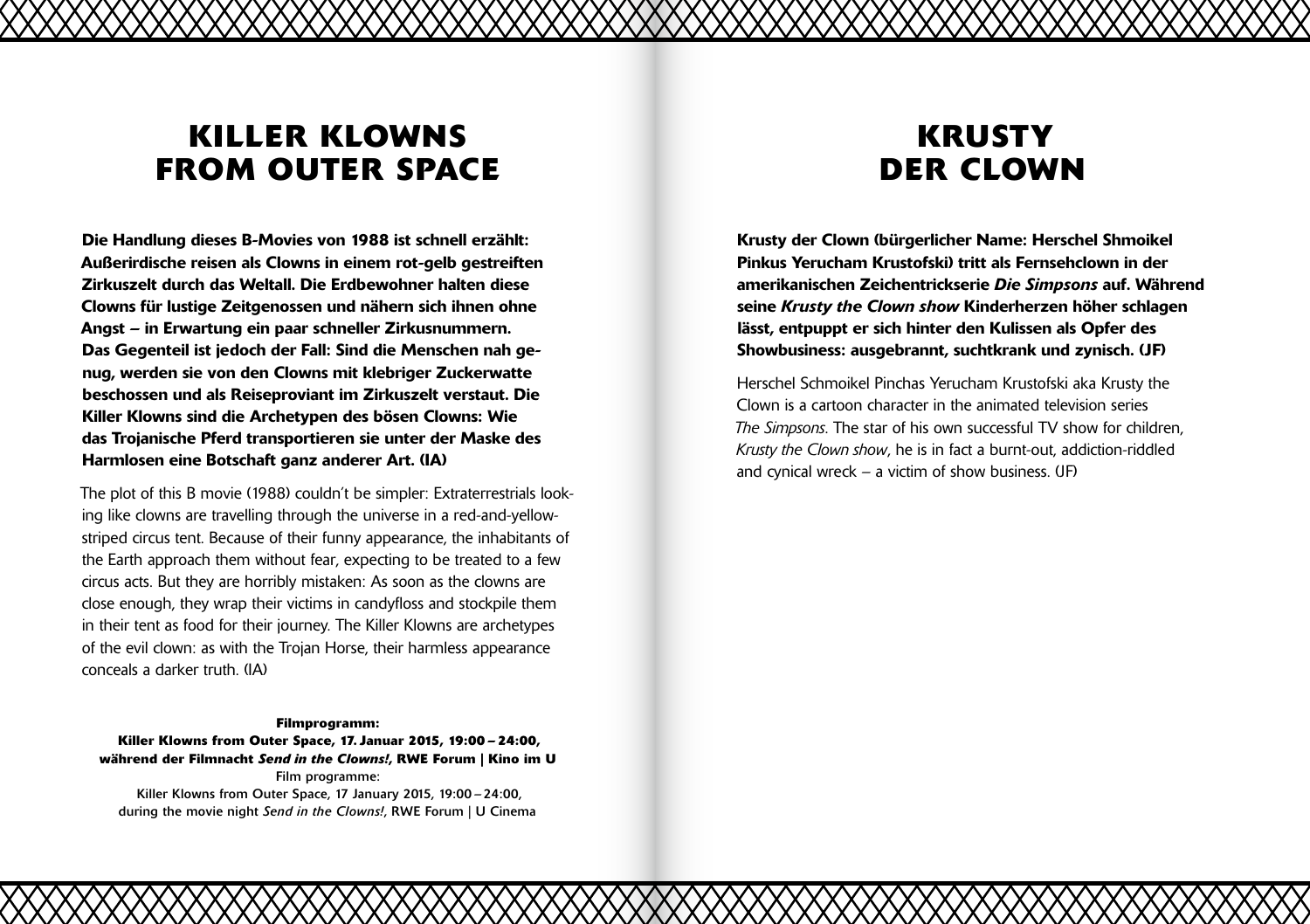# KILLER KLOWNS FROM OUTER SPACE

**Die Handlung dieses B-Movies von 1988 ist schnell erzählt: Außerirdische reisen als Clowns in einem rot-gelb gestreiften Zirkuszelt durch das Weltall. Die Erdbewohner halten diese Clowns für lustige Zeitgenossen und nähern sich ihnen ohne Angst – in Erwartung ein paar schneller Zirkusnummern. Das Gegenteil ist jedoch der Fall: Sind die Menschen nah genug, werden sie von den Clowns mit klebriger Zuckerwatte beschossen und als Reiseproviant im Zirkuszelt verstaut. Die Killer Klowns sind die Archetypen des bösen Clowns: Wie das Trojanische Pferd transportieren sie unter der Maske des Harmlosen eine Botschaft ganz anderer Art. (IA)**

The plot of this B movie (1988) couldn't be simpler: Extraterrestrials looking like clowns are travelling through the universe in a red-and-yellow-striped circus tent. Because of their funny appearance, the inhabitants of the Earth approach them without fear, expecting to be treated to a few circus acts. But they are horribly mistaken: As soon as the clowns are close enough, they wrap their victims in candyfloss and stockpile them in their tent as food for their journey. The Killer Klowns are archetypes of the evil clown: as with the Trojan Horse, their harmless appearance conceals a darker truth. (IA)

**Filmprogramm:**
**Killer Klowns from Outer Space, 17. Januar 2015, 19:00 – 24:00, während der Filmnacht *Send in the Clowns!*, RWE Forum | Kino im U**
Film programme:
Killer Klowns from Outer Space, 17 January 2015, 19:00 – 24:00, during the movie night *Send in the Clowns!*, RWE Forum | U Cinema

# KRUSTY DER CLOWN

**Krusty der Clown (bürgerlicher Name: Herschel Shmoikel Pinkus Yerucham Krustofski) tritt als Fernsehclown in der amerikanischen Zeichentrickserie *Die Simpsons* auf. Während seine *Krusty the Clown show* Kinderherzen höher schlagen lässt, entpuppt er sich hinter den Kulissen als Opfer des Showbusiness: ausgebrannt, suchtkrank und zynisch. (JF)**

Herschel Schmoikel Pinchas Yerucham Krustofski aka Krusty the Clown is a cartoon character in the animated television series *The Simpsons*. The star of his own successful TV show for children, *Krusty the Clown show*, he is in fact a burnt-out, addiction-riddled and cynical wreck – a victim of show business. (JF)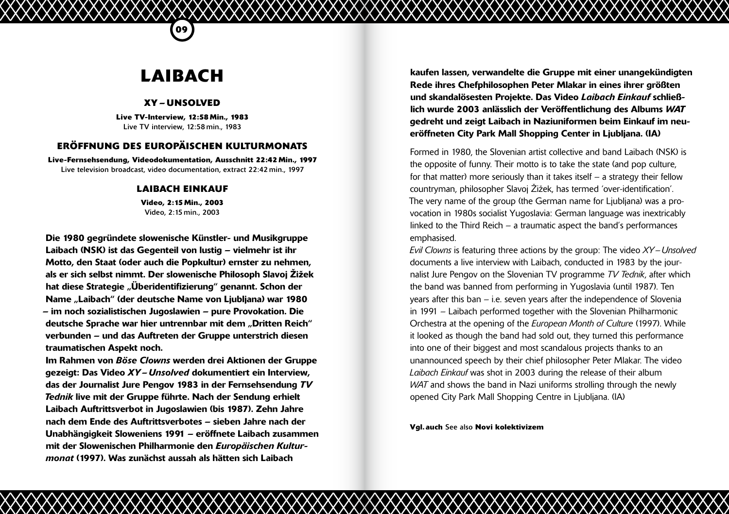# LAIBACH

### XY – UNSOLVED

**Live TV-Interview, 12:58 Min., 1983**
Live TV interview, 12:58 min., 1983

### ERÖFFNUNG DES EUROPÄISCHEN KULTURMONATS

**Live-Fernsehsendung, Videodokumentation, Ausschnitt 22:42 Min., 1997**
Live television broadcast, video documentation, extract 22:42 min., 1997

### LAIBACH EINKAUF

**Video, 2:15 Min., 2003**
Video, 2:15 min., 2003

**Die 1980 gegründete slowenische Künstler- und Musikgruppe Laibach (NSK) ist das Gegenteil von lustig – vielmehr ist ihr Motto, den Staat (oder auch die Popkultur) ernster zu nehmen, als er sich selbst nimmt. Der slowenische Philosoph Slavoj Žižek hat diese Strategie „Überidentifizierung" genannt. Schon der Name „Laibach" (der deutsche Name von Ljubljana) war 1980 – im noch sozialistischen Jugoslawien – pure Provokation. Die deutsche Sprache war hier untrennbar mit dem „Dritten Reich" verbunden – und das Auftreten der Gruppe unterstrich diesen traumatischen Aspekt noch.**

**Im Rahmen von *Böse Clowns* werden drei Aktionen der Gruppe gezeigt: Das Video *XY – Unsolved* dokumentiert ein Interview, das der Journalist Jure Pengov 1983 in der Fernsehsendung *TV Tednik* live mit der Gruppe führte. Nach der Sendung erhielt Laibach Auftrittsverbot in Jugoslawien (bis 1987). Zehn Jahre nach dem Ende des Auftrittsverbotes – sieben Jahre nach der Unabhängigkeit Sloweniens 1991 – eröffnete Laibach zusammen mit der Slowenischen Philharmonie den *Europäischen Kulturmonat* (1997). Was zunächst aussah als hätten sich Laibach kaufen lassen, verwandelte die Gruppe mit einer unangekündigten Rede ihres Chefphilosophen Peter Mlakar in eines ihrer größten und skandalösesten Projekte. Das Video *Laibach Einkauf* schließlich wurde 2003 anlässlich der Veröffentlichung des Albums *WAT* gedreht und zeigt Laibach in Naziuniformen beim Einkauf im neueröffneten City Park Mall Shopping Center in Ljubljana. (IA)**

Formed in 1980, the Slovenian artist collective and band Laibach (NSK) is the opposite of funny. Their motto is to take the state (and pop culture, for that matter) more seriously than it takes itself – a strategy their fellow countryman, philosopher Slavoj Žižek, has termed 'over-identification'. The very name of the group (the German name for Ljubljana) was a provocation in 1980s socialist Yugoslavia: German language was inextricably linked to the Third Reich – a traumatic aspect the band's performances emphasised.

*Evil Clowns* is featuring three actions by the group: The video *XY – Unsolved* documents a live interview with Laibach, conducted in 1983 by the journalist Jure Pengov on the Slovenian TV programme *TV Tednik*, after which the band was banned from performing in Yugoslavia (until 1987). Ten years after this ban – i.e. seven years after the independence of Slovenia in 1991 – Laibach performed together with the Slovenian Philharmonic Orchestra at the opening of the *European Month of Culture* (1997). While it looked as though the band had sold out, they turned this performance into one of their biggest and most scandalous projects thanks to an unannounced speech by their chief philosopher Peter Mlakar. The video *Laibach Einkauf* was shot in 2003 during the release of their album *WAT* and shows the band in Nazi uniforms strolling through the newly opened City Park Mall Shopping Centre in Ljubljana. (IA)

**Vgl. auch** See also **Novi kolektivizem**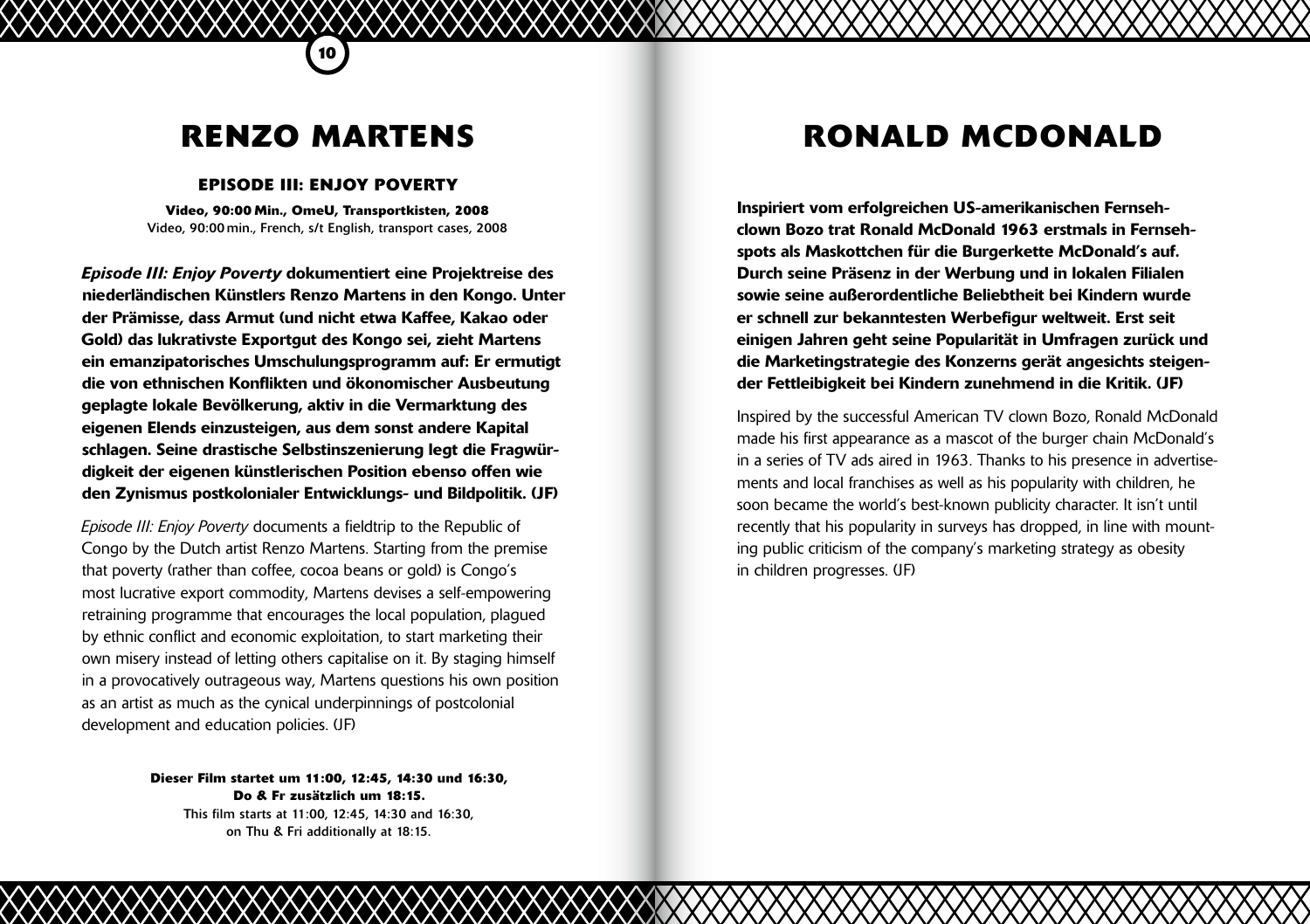# RENZO MARTENS

### EPISODE III: ENJOY POVERTY

**Video, 90:00 Min., OmeU, Transportkisten, 2008**
Video, 90:00 min., French, s/t English, transport cases, 2008

***Episode III: Enjoy Poverty* dokumentiert eine Projektreise des niederländischen Künstlers Renzo Martens in den Kongo. Unter der Prämisse, dass Armut (und nicht etwa Kaffee, Kakao oder Gold) das lukrativste Exportgut des Kongo sei, zieht Martens ein emanzipatorisches Umschulungsprogramm auf: Er ermutigt die von ethnischen Konflikten und ökonomischer Ausbeutung geplagte lokale Bevölkerung, aktiv in die Vermarktung des eigenen Elends einzusteigen, aus dem sonst andere Kapital schlagen. Seine drastische Selbstinszenierung legt die Fragwürdigkeit der eigenen künstlerischen Position ebenso offen wie den Zynismus postkolonialer Entwicklungs- und Bildpolitik. (JF)**

*Episode III: Enjoy Poverty* documents a fieldtrip to the Republic of Congo by the Dutch artist Renzo Martens. Starting from the premise that poverty (rather than coffee, cocoa beans or gold) is Congo's most lucrative export commodity, Martens devises a self-empowering retraining programme that encourages the local population, plagued by ethnic conflict and economic exploitation, to start marketing their own misery instead of letting others capitalise on it. By staging himself in a provocatively outrageous way, Martens questions his own position as an artist as much as the cynical underpinnings of postcolonial development and education policies. (JF)

**Dieser Film startet um 11:00, 12:45, 14:30 und 16:30, Do & Fr zusätzlich um 18:15.**
This film starts at 11:00, 12:45, 14:30 and 16:30, on Thu & Fri additionally at 18:15.

# RONALD MCDONALD

**Inspiriert vom erfolgreichen US-amerikanischen Fernsehclown Bozo trat Ronald McDonald 1963 erstmals in Fernsehspots als Maskottchen für die Burgerkette McDonald's auf. Durch seine Präsenz in der Werbung und in lokalen Filialen sowie seine außerordentliche Beliebtheit bei Kindern wurde er schnell zur bekanntesten Werbefigur weltweit. Erst seit einigen Jahren geht seine Popularität in Umfragen zurück und die Marketingstrategie des Konzerns gerät angesichts steigender Fettleibigkeit bei Kindern zunehmend in die Kritik. (JF)**

Inspired by the successful American TV clown Bozo, Ronald McDonald made his first appearance as a mascot of the burger chain McDonald's in a series of TV ads aired in 1963. Thanks to his presence in advertisements and local franchises as well as his popularity with children, he soon became the world's best-known publicity character. It isn't until recently that his popularity in surveys has dropped, in line with mounting public criticism of the company's marketing strategy as obesity in children progresses. (JF)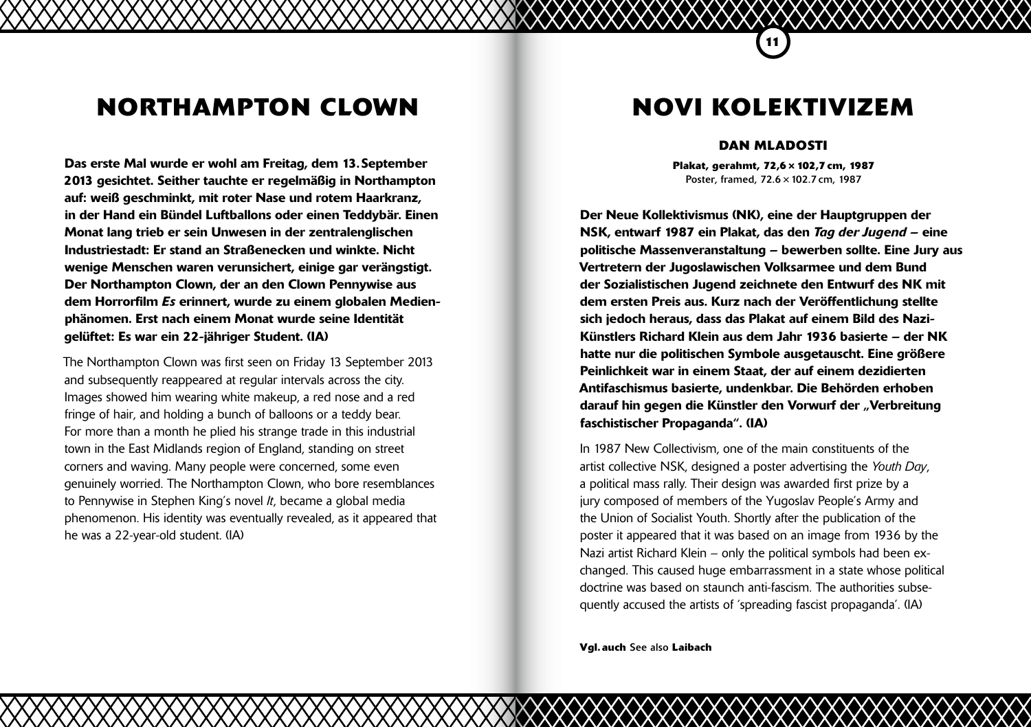# NORTHAMPTON CLOWN

**Das erste Mal wurde er wohl am Freitag, dem 13. September 2013 gesichtet. Seither tauchte er regelmäßig in Northampton auf: weiß geschminkt, mit roter Nase und rotem Haarkranz, in der Hand ein Bündel Luftballons oder einen Teddybär. Einen Monat lang trieb er sein Unwesen in der zentralenglischen Industriestadt: Er stand an Straßenecken und winkte. Nicht wenige Menschen waren verunsichert, einige gar verängstigt. Der Northampton Clown, der an den Clown Pennywise aus dem Horrorfilm *Es* erinnert, wurde zu einem globalen Medienphänomen. Erst nach einem Monat wurde seine Identität gelüftet: Es war ein 22-jähriger Student. (IA)**

The Northampton Clown was first seen on Friday 13 September 2013 and subsequently reappeared at regular intervals across the city. Images showed him wearing white makeup, a red nose and a red fringe of hair, and holding a bunch of balloons or a teddy bear. For more than a month he plied his strange trade in this industrial town in the East Midlands region of England, standing on street corners and waving. Many people were concerned, some even genuinely worried. The Northampton Clown, who bore resemblances to Pennywise in Stephen King's novel *It*, became a global media phenomenon. His identity was eventually revealed, as it appeared that he was a 22-year-old student. (IA)

# NOVI KOLEKTIVIZEM

### DAN MLADOSTI

**Plakat, gerahmt, 72,6 × 102,7 cm, 1987**
Poster, framed, 72.6 × 102.7 cm, 1987

**Der Neue Kollektivismus (NK), eine der Hauptgruppen der NSK, entwarf 1987 ein Plakat, das den *Tag der Jugend* – eine politische Massenveranstaltung – bewerben sollte. Eine Jury aus Vertretern der Jugoslawischen Volksarmee und dem Bund der Sozialistischen Jugend zeichnete den Entwurf des NK mit dem ersten Preis aus. Kurz nach der Veröffentlichung stellte sich jedoch heraus, dass das Plakat auf einem Bild des Nazi-Künstlers Richard Klein aus dem Jahr 1936 basierte – der NK hatte nur die politischen Symbole ausgetauscht. Eine größere Peinlichkeit war in einem Staat, der auf einem dezidierten Antifaschismus basierte, undenkbar. Die Behörden erhoben darauf hin gegen die Künstler den Vorwurf der „Verbreitung faschistischer Propaganda". (IA)**

In 1987 New Collectivism, one of the main constituents of the artist collective NSK, designed a poster advertising the *Youth Day*, a political mass rally. Their design was awarded first prize by a jury composed of members of the Yugoslav People's Army and the Union of Socialist Youth. Shortly after the publication of the poster it appeared that it was based on an image from 1936 by the Nazi artist Richard Klein – only the political symbols had been exchanged. This caused huge embarrassment in a state whose political doctrine was based on staunch anti-fascism. The authorities subsequently accused the artists of 'spreading fascist propaganda'. (IA)

**Vgl. auch** See also **Laibach**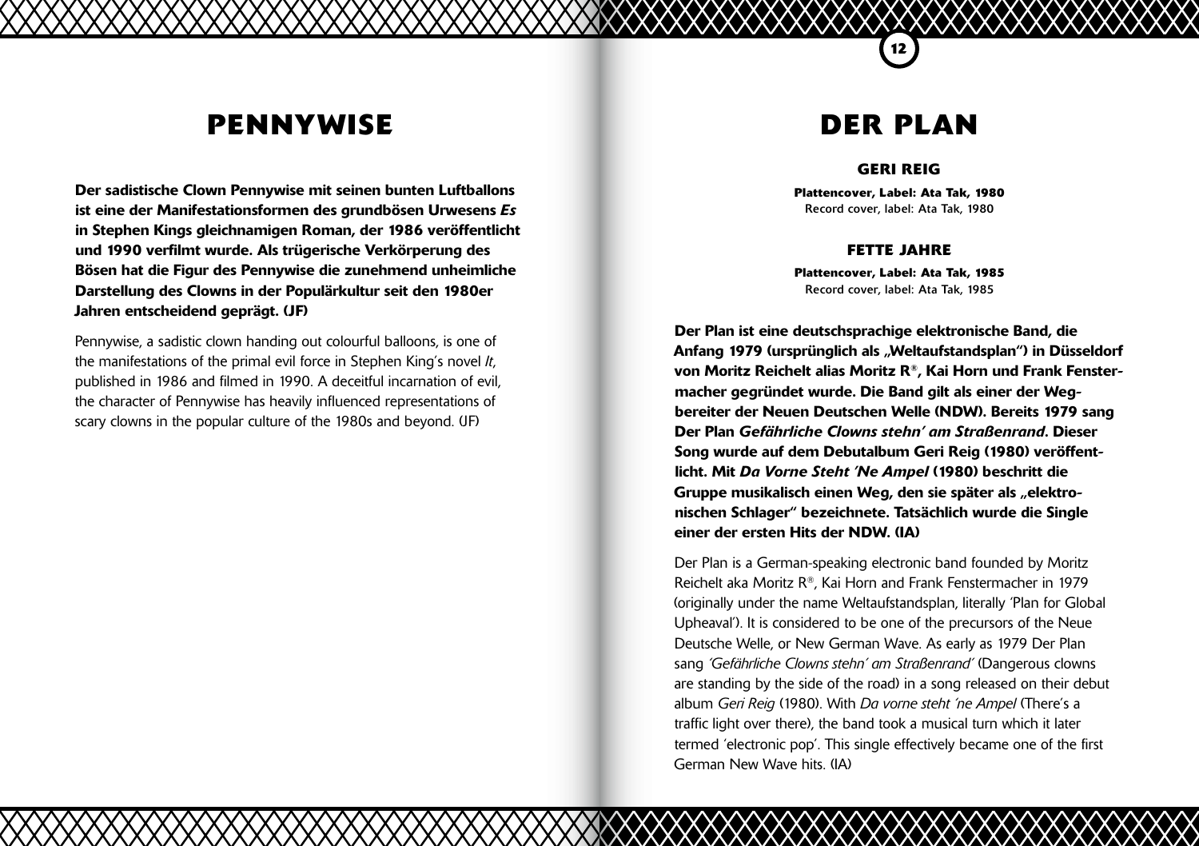# PENNYWISE

**Der sadistische Clown Pennywise mit seinen bunten Luftballons ist eine der Manifestationsformen des grundbösen Urwesens *Es* in Stephen Kings gleichnamigen Roman, der 1986 veröffentlicht und 1990 verfilmt wurde. Als trügerische Verkörperung des Bösen hat die Figur des Pennywise die zunehmend unheimliche Darstellung des Clowns in der Populärkultur seit den 1980er Jahren entscheidend geprägt. (JF)**

Pennywise, a sadistic clown handing out colourful balloons, is one of the manifestations of the primal evil force in Stephen King's novel *It*, published in 1986 and filmed in 1990. A deceitful incarnation of evil, the character of Pennywise has heavily influenced representations of scary clowns in the popular culture of the 1980s and beyond. (JF)

# DER PLAN

### GERI REIG

**Plattencover, Label: Ata Tak, 1980**
Record cover, label: Ata Tak, 1980

### FETTE JAHRE

**Plattencover, Label: Ata Tak, 1985**
Record cover, label: Ata Tak, 1985

**Der Plan ist eine deutschsprachige elektronische Band, die Anfang 1979 (ursprünglich als „Weltaufstandsplan") in Düsseldorf von Moritz Reichelt alias Moritz R®, Kai Horn und Frank Fenstermacher gegründet wurde. Die Band gilt als einer der Wegbereiter der Neuen Deutschen Welle (NDW). Bereits 1979 sang Der Plan *Gefährliche Clowns stehn' am Straßenrand*. Dieser Song wurde auf dem Debutalbum Geri Reig (1980) veröffentlicht. Mit *Da Vorne Steht 'Ne Ampel* (1980) beschritt die Gruppe musikalisch einen Weg, den sie später als „elektronischen Schlager" bezeichnete. Tatsächlich wurde die Single einer der ersten Hits der NDW. (IA)**

Der Plan is a German-speaking electronic band founded by Moritz Reichelt aka Moritz R®, Kai Horn and Frank Fenstermacher in 1979 (originally under the name Weltaufstandsplan, literally 'Plan for Global Upheaval'). It is considered to be one of the precursors of the Neue Deutsche Welle, or New German Wave. As early as 1979 Der Plan sang *'Gefährliche Clowns stehn' am Straßenrand'* (Dangerous clowns are standing by the side of the road) in a song released on their debut album *Geri Reig* (1980). With *Da vorne steht 'ne Ampel* (There's a traffic light over there), the band took a musical turn which it later termed 'electronic pop'. This single effectively became one of the first German New Wave hits. (IA)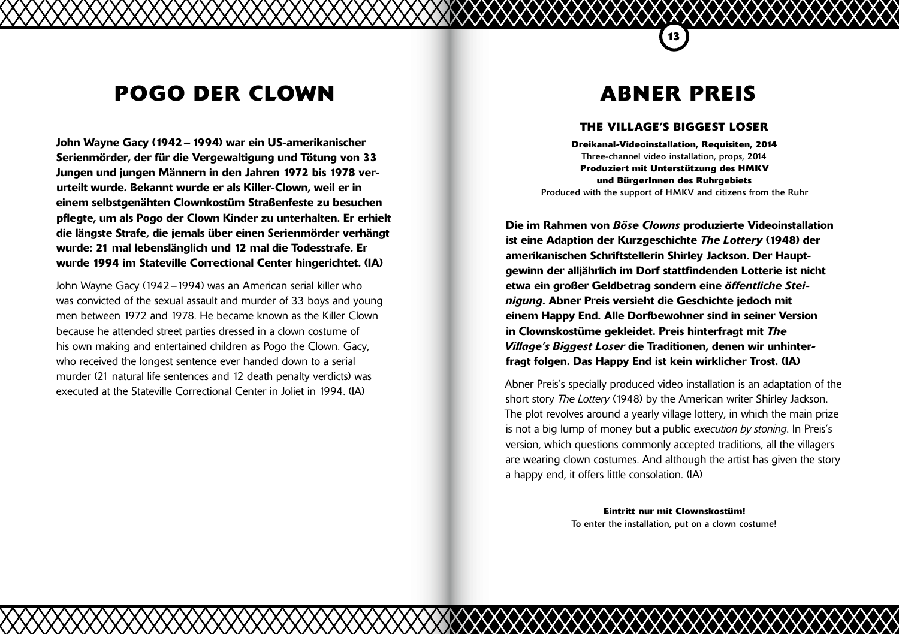# POGO DER CLOWN

**John Wayne Gacy (1942 – 1994) war ein US-amerikanischer Serienmörder, der für die Vergewaltigung und Tötung von 33 Jungen und jungen Männern in den Jahren 1972 bis 1978 verurteilt wurde. Bekannt wurde er als Killer-Clown, weil er in einem selbstgenähten Clownkostüm Straßenfeste zu besuchen pflegte, um als Pogo der Clown Kinder zu unterhalten. Er erhielt die längste Strafe, die jemals über einen Serienmörder verhängt wurde: 21 mal lebenslänglich und 12 mal die Todesstrafe. Er wurde 1994 im Stateville Correctional Center hingerichtet. (IA)**

John Wayne Gacy (1942 – 1994) was an American serial killer who was convicted of the sexual assault and murder of 33 boys and young men between 1972 and 1978. He became known as the Killer Clown because he attended street parties dressed in a clown costume of his own making and entertained children as Pogo the Clown. Gacy, who received the longest sentence ever handed down to a serial murder (21 natural life sentences and 12 death penalty verdicts) was executed at the Stateville Correctional Center in Joliet in 1994. (IA)

# ABNER PREIS

### THE VILLAGE'S BIGGEST LOSER

**Dreikanal-Videoinstallation, Requisiten, 2014**
Three-channel video installation, props, 2014
**Produziert mit Unterstützung des HMKV und BürgerInnen des Ruhrgebiets**
Produced with the support of HMKV and citizens from the Ruhr

**Die im Rahmen von *Böse Clowns* produzierte Videoinstallation ist eine Adaption der Kurzgeschichte *The Lottery* (1948) der amerikanischen Schriftstellerin Shirley Jackson. Der Hauptgewinn der alljährlich im Dorf stattfindenden Lotterie ist nicht etwa ein großer Geldbetrag sondern eine *öffentliche Steinigung*. Abner Preis versieht die Geschichte jedoch mit einem Happy End. Alle Dorfbewohner sind in seiner Version in Clownskostüme gekleidet. Preis hinterfragt mit *The Village's Biggest Loser* die Traditionen, denen wir unhinterfragt folgen. Das Happy End ist kein wirklicher Trost. (IA)**

Abner Preis's specially produced video installation is an adaptation of the short story *The Lottery* (1948) by the American writer Shirley Jackson. The plot revolves around a yearly village lottery, in which the main prize is not a big lump of money but a public *execution by stoning*. In Preis's version, which questions commonly accepted traditions, all the villagers are wearing clown costumes. And although the artist has given the story a happy end, it offers little consolation. (IA)

**Eintritt nur mit Clownskostüm!**
To enter the installation, put on a clown costume!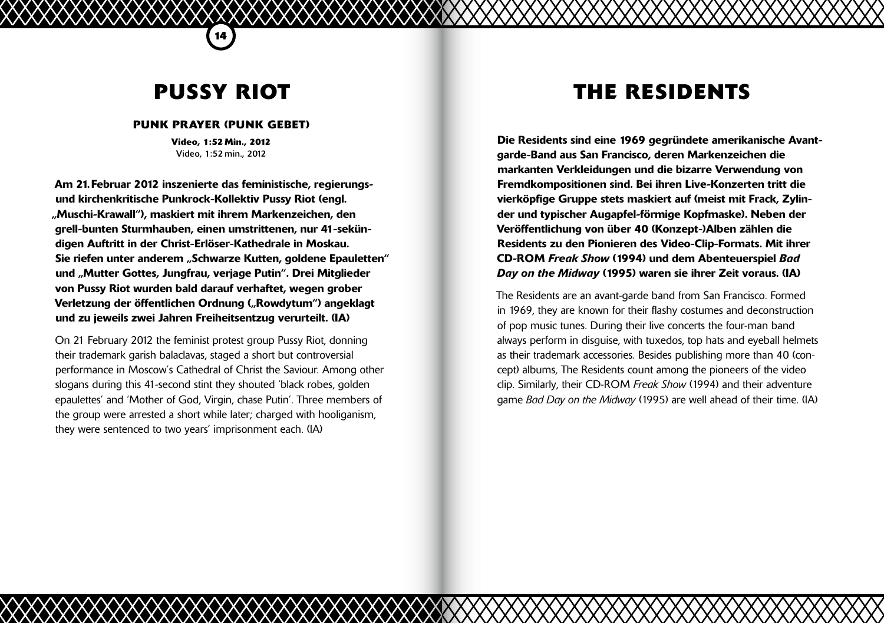# PUSSY RIOT

### PUNK PRAYER (PUNK GEBET)

**Video, 1:52 Min., 2012**
Video, 1:52 min., 2012

**Am 21. Februar 2012 inszenierte das feministische, regierungs- und kirchenkritische Punkrock-Kollektiv Pussy Riot (engl. „Muschi-Krawall"), maskiert mit ihrem Markenzeichen, den grell-bunten Sturmhauben, einen umstrittenen, nur 41-sekündigen Auftritt in der Christ-Erlöser-Kathedrale in Moskau. Sie riefen unter anderem „Schwarze Kutten, goldene Epauletten" und „Mutter Gottes, Jungfrau, verjage Putin". Drei Mitglieder von Pussy Riot wurden bald darauf verhaftet, wegen grober Verletzung der öffentlichen Ordnung („Rowdytum") angeklagt und zu jeweils zwei Jahren Freiheitsentzug verurteilt. (IA)**

On 21 February 2012 the feminist protest group Pussy Riot, donning their trademark garish balaclavas, staged a short but controversial performance in Moscow's Cathedral of Christ the Saviour. Among other slogans during this 41-second stint they shouted 'black robes, golden epaulettes' and 'Mother of God, Virgin, chase Putin'. Three members of the group were arrested a short while later; charged with hooliganism, they were sentenced to two years' imprisonment each. (IA)

# THE RESIDENTS

**Die Residents sind eine 1969 gegründete amerikanische Avantgarde-Band aus San Francisco, deren Markenzeichen die markanten Verkleidungen und die bizarre Verwendung von Fremdkompositionen sind. Bei ihren Live-Konzerten tritt die vierköpfige Gruppe stets maskiert auf (meist mit Frack, Zylinder und typischer Augapfel-förmige Kopfmaske). Neben der Veröffentlichung von über 40 (Konzept-)Alben zählen die Residents zu den Pionieren des Video-Clip-Formats. Mit ihrer CD-ROM *Freak Show* (1994) und dem Abenteuerspiel *Bad Day on the Midway* (1995) waren sie ihrer Zeit voraus. (IA)**

The Residents are an avant-garde band from San Francisco. Formed in 1969, they are known for their flashy costumes and deconstruction of pop music tunes. During their live concerts the four-man band always perform in disguise, with tuxedos, top hats and eyeball helmets as their trademark accessories. Besides publishing more than 40 (concept) albums, The Residents count among the pioneers of the video clip. Similarly, their CD-ROM *Freak Show* (1994) and their adventure game *Bad Day on the Midway* (1995) are well ahead of their time. (IA)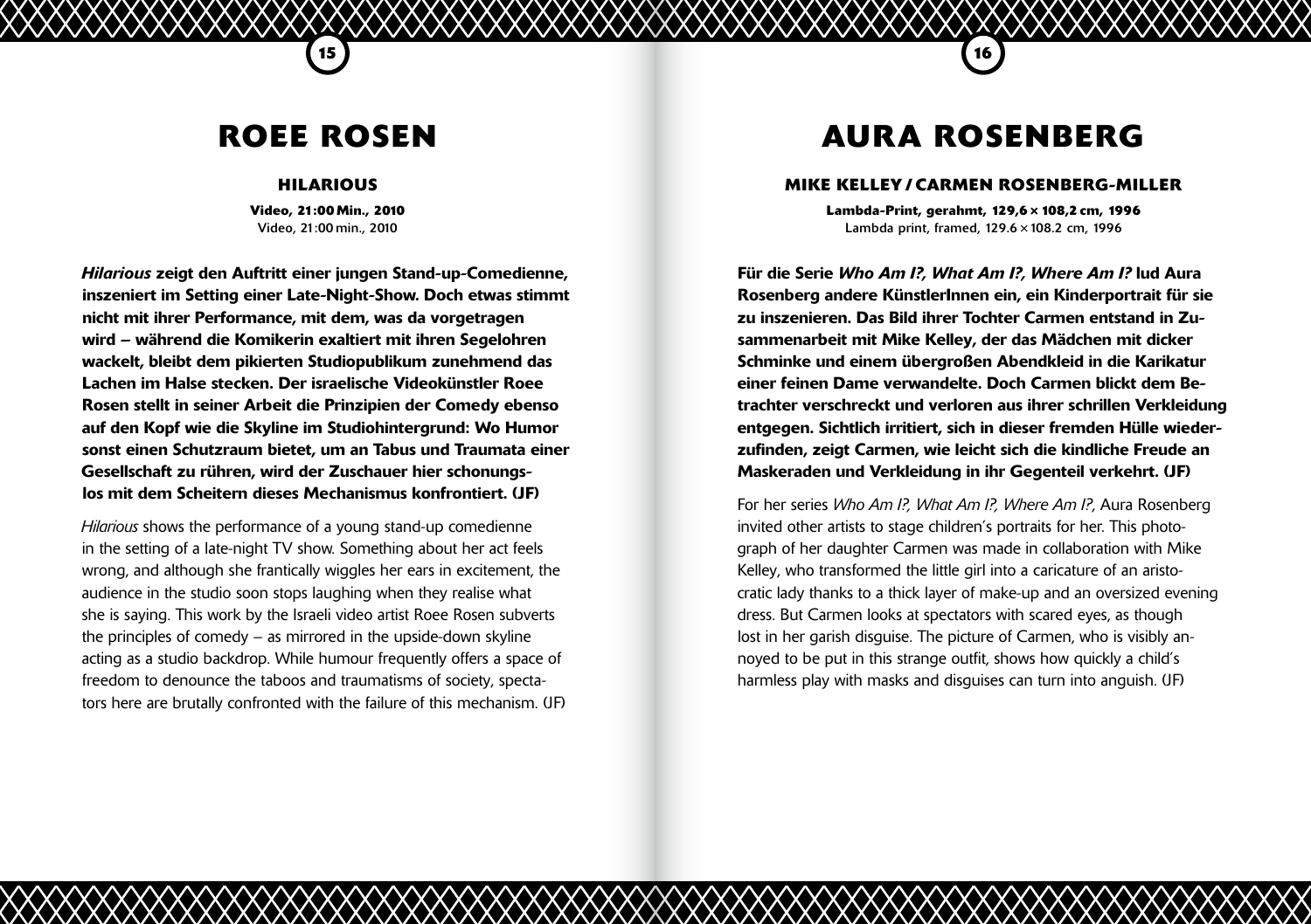# ROEE ROSEN

## HILARIOUS

**Video, 21:00 Min., 2010**
Video, 21:00 min., 2010

***Hilarious* zeigt den Auftritt einer jungen Stand-up-Comedienne, inszeniert im Setting einer Late-Night-Show. Doch etwas stimmt nicht mit ihrer Performance, mit dem, was da vorgetragen wird – während die Komikerin exaltiert mit ihren Segelohren wackelt, bleibt dem pikierten Studiopublikum zunehmend das Lachen im Halse stecken. Der israelische Videokünstler Roee Rosen stellt in seiner Arbeit die Prinzipien der Comedy ebenso auf den Kopf wie die Skyline im Studiohintergrund: Wo Humor sonst einen Schutzraum bietet, um an Tabus und Traumata einer Gesellschaft zu rühren, wird der Zuschauer hier schonungslos mit dem Scheitern dieses Mechanismus konfrontiert. (JF)**

*Hilarious* shows the performance of a young stand-up comedienne in the setting of a late-night TV show. Something about her act feels wrong, and although she frantically wiggles her ears in excitement, the audience in the studio soon stops laughing when they realise what she is saying. This work by the Israeli video artist Roee Rosen subverts the principles of comedy – as mirrored in the upside-down skyline acting as a studio backdrop. While humour frequently offers a space of freedom to denounce the taboos and traumatisms of society, spectators here are brutally confronted with the failure of this mechanism. (JF)

# AURA ROSENBERG

## MIKE KELLEY / CARMEN ROSENBERG-MILLER

**Lambda-Print, gerahmt, 129,6 × 108,2 cm, 1996**
Lambda print, framed, 129.6 × 108.2 cm, 1996

**Für die Serie *Who Am I?, What Am I?, Where Am I?* lud Aura Rosenberg andere KünstlerInnen ein, ein Kinderportrait für sie zu inszenieren. Das Bild ihrer Tochter Carmen entstand in Zusammenarbeit mit Mike Kelley, der das Mädchen mit dicker Schminke und einem übergroßen Abendkleid in die Karikatur einer feinen Dame verwandelte. Doch Carmen blickt dem Betrachter verschreckt und verloren aus ihrer schrillen Verkleidung entgegen. Sichtlich irritiert, sich in dieser fremden Hülle wiederzufinden, zeigt Carmen, wie leicht sich die kindliche Freude an Maskeraden und Verkleidung in ihr Gegenteil verkehrt. (JF)**

For her series *Who Am I?, What Am I?, Where Am I?*, Aura Rosenberg invited other artists to stage children's portraits for her. This photograph of her daughter Carmen was made in collaboration with Mike Kelley, who transformed the little girl into a caricature of an aristocratic lady thanks to a thick layer of make-up and an oversized evening dress. But Carmen looks at spectators with scared eyes, as though lost in her garish disguise. The picture of Carmen, who is visibly annoyed to be put in this strange outfit, shows how quickly a child's harmless play with masks and disguises can turn into anguish. (JF)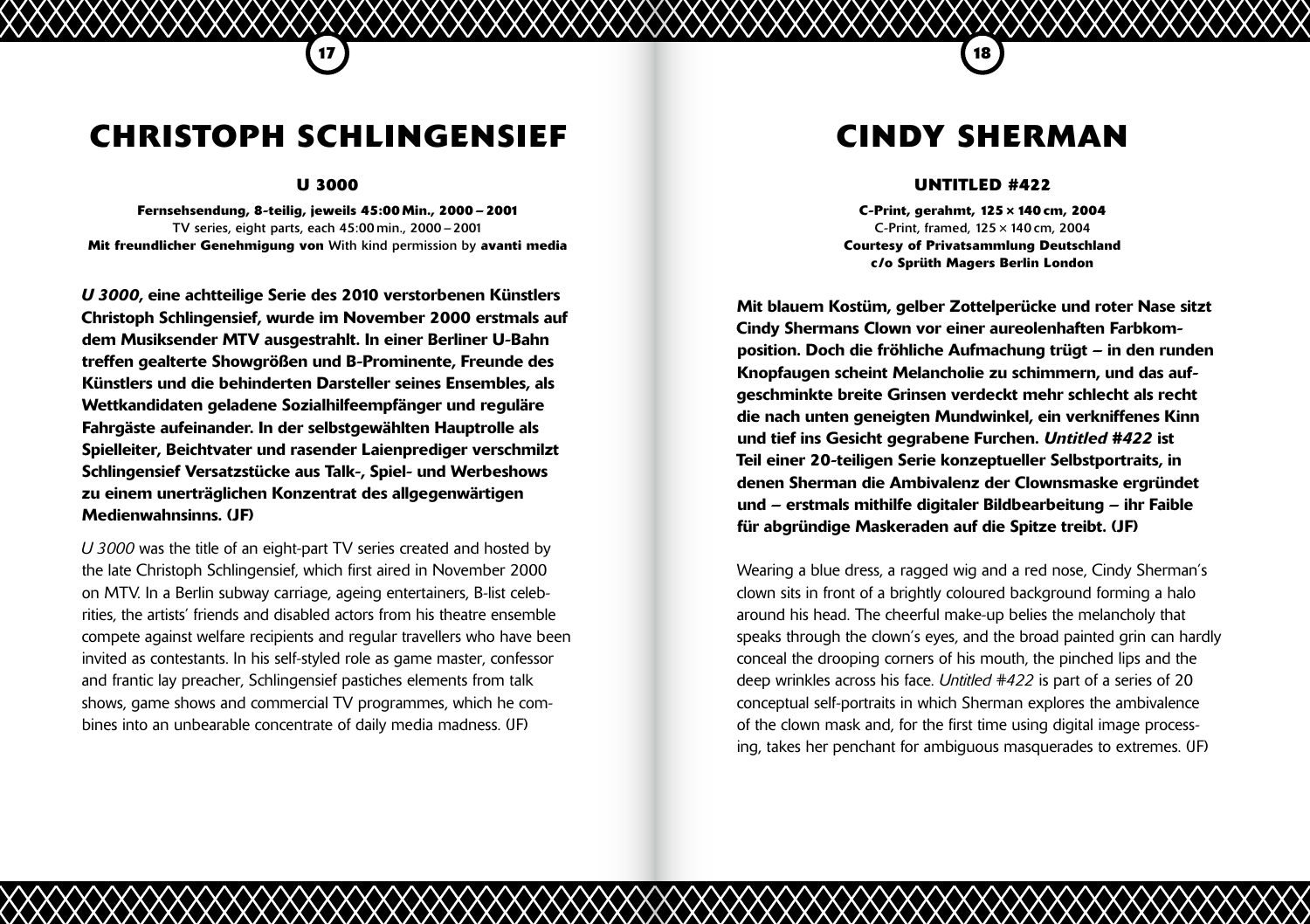# CHRISTOPH SCHLINGENSIEF

### U 3000

**Fernsehsendung, 8-teilig, jeweils 45:00 Min., 2000 – 2001**
TV series, eight parts, each 45:00 min., 2000 – 2001
**Mit freundlicher Genehmigung von** With kind permission by **avanti media**

***U 3000*, eine achtteilige Serie des 2010 verstorbenen Künstlers Christoph Schlingensief, wurde im November 2000 erstmals auf dem Musiksender MTV ausgestrahlt. In einer Berliner U-Bahn treffen gealterte Showgrößen und B-Prominente, Freunde des Künstlers und die behinderten Darsteller seines Ensembles, als Wettkandidaten geladene Sozialhilfeempfänger und reguläre Fahrgäste aufeinander. In der selbstgewählten Hauptrolle als Spielleiter, Beichtvater und rasender Laienprediger verschmilzt Schlingensief Versatzstücke aus Talk-, Spiel- und Werbeshows zu einem unerträglichen Konzentrat des allgegenwärtigen Medienwahnsinns. (JF)**

*U 3000* was the title of an eight-part TV series created and hosted by the late Christoph Schlingensief, which first aired in November 2000 on MTV. In a Berlin subway carriage, ageing entertainers, B-list celebrities, the artists' friends and disabled actors from his theatre ensemble compete against welfare recipients and regular travellers who have been invited as contestants. In his self-styled role as game master, confessor and frantic lay preacher, Schlingensief pastiches elements from talk shows, game shows and commercial TV programmes, which he combines into an unbearable concentrate of daily media madness. (JF)

# CINDY SHERMAN

### UNTITLED #422

**C-Print, gerahmt, 125 × 140 cm, 2004**
C-Print, framed, 125 × 140 cm, 2004
**Courtesy of Privatsammlung Deutschland**
**c/o Sprüth Magers Berlin London**

**Mit blauem Kostüm, gelber Zottelperücke und roter Nase sitzt Cindy Shermans Clown vor einer aureolenhaften Farbkomposition. Doch die fröhliche Aufmachung trügt – in den runden Knopfaugen scheint Melancholie zu schimmern, und das aufgeschminkte breite Grinsen verdeckt mehr schlecht als recht die nach unten geneigten Mundwinkel, ein verkniffenes Kinn und tief ins Gesicht gegrabene Furchen. *Untitled #422* ist Teil einer 20-teiligen Serie konzeptueller Selbstportraits, in denen Sherman die Ambivalenz der Clownsmaske ergründet und – erstmals mithilfe digitaler Bildbearbeitung – ihr Faible für abgründige Maskeraden auf die Spitze treibt. (JF)**

Wearing a blue dress, a ragged wig and a red nose, Cindy Sherman's clown sits in front of a brightly coloured background forming a halo around his head. The cheerful make-up belies the melancholy that speaks through the clown's eyes, and the broad painted grin can hardly conceal the drooping corners of his mouth, the pinched lips and the deep wrinkles across his face. *Untitled #422* is part of a series of 20 conceptual self-portraits in which Sherman explores the ambivalence of the clown mask and, for the first time using digital image processing, takes her penchant for ambiguous masquerades to extremes. (JF)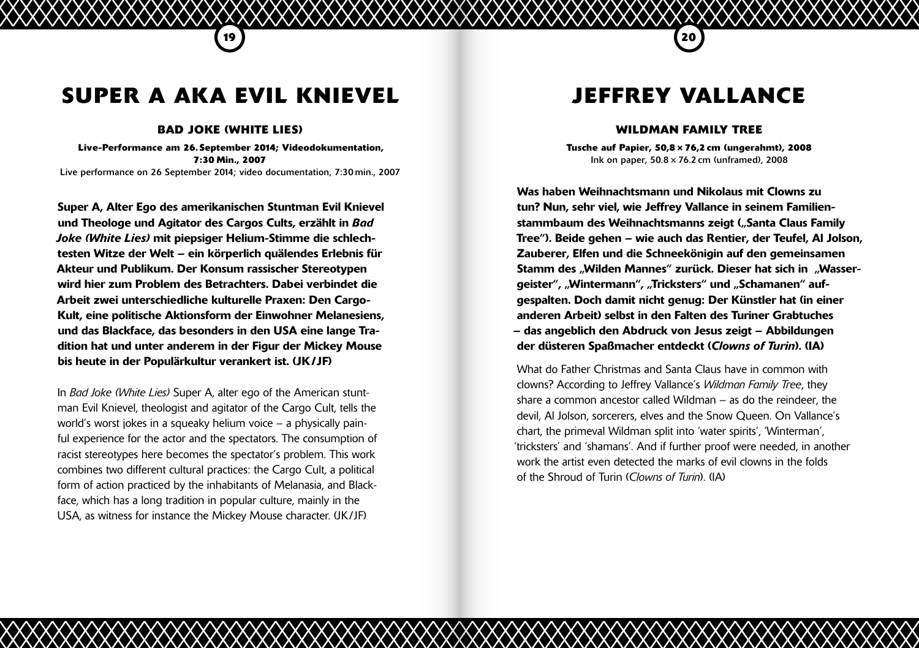# SUPER A AKA EVIL KNIEVEL

### BAD JOKE (WHITE LIES)

**Live-Performance am 26. September 2014; Videodokumentation, 7:30 Min., 2007**
Live performance on 26 September 2014; video documentation, 7:30 min., 2007

**Super A, Alter Ego des amerikanischen Stuntman Evil Knievel und Theologe und Agitator des Cargos Cults, erzählt in *Bad Joke (White Lies)* mit piepsiger Helium-Stimme die schlechtesten Witze der Welt – ein körperlich quälendes Erlebnis für Akteur und Publikum. Der Konsum rassischer Stereotypen wird hier zum Problem des Betrachters. Dabei verbindet die Arbeit zwei unterschiedliche kulturelle Praxen: Den Cargo-Kult, eine politische Aktionsform der Einwohner Melanesiens, und das Blackface, das besonders in den USA eine lange Tradition hat und unter anderem in der Figur der Mickey Mouse bis heute in der Populärkultur verankert ist. (JK/JF)**

In *Bad Joke (White Lies)* Super A, alter ego of the American stuntman Evil Knievel, theologist and agitator of the Cargo Cult, tells the world's worst jokes in a squeaky helium voice – a physically painful experience for the actor and the spectators. The consumption of racist stereotypes here becomes the spectator's problem. This work combines two different cultural practices: the Cargo Cult, a political form of action practiced by the inhabitants of Melanasia, and Blackface, which has a long tradition in popular culture, mainly in the USA, as witness for instance the Mickey Mouse character. (JK/JF)

# JEFFREY VALLANCE

### WILDMAN FAMILY TREE

**Tusche auf Papier, 50,8 × 76,2 cm (ungerahmt), 2008**
Ink on paper, 50.8 × 76.2 cm (unframed), 2008

**Was haben Weihnachtsmann und Nikolaus mit Clowns zu tun? Nun, sehr viel, wie Jeffrey Vallance in seinem Familienstammbaum des Weihnachtsmanns zeigt („Santa Claus Family Tree"). Beide gehen – wie auch das Rentier, der Teufel, Al Jolson, Zauberer, Elfen und die Schneekönigin auf den gemeinsamen Stamm des „Wilden Mannes" zurück. Dieser hat sich in „Wassergeister", „Wintermann", „Tricksters" und „Schamanen" aufgespalten. Doch damit nicht genug: Der Künstler hat (in einer anderen Arbeit) selbst in den Falten des Turiner Grabtuches – das angeblich den Abdruck von Jesus zeigt – Abbildungen der düsteren Spaßmacher entdeckt (*Clowns of Turin*). (IA)**

What do Father Christmas and Santa Claus have in common with clowns? According to Jeffrey Vallance's *Wildman Family Tree*, they share a common ancestor called Wildman – as do the reindeer, the devil, Al Jolson, sorcerers, elves and the Snow Queen. On Vallance's chart, the primeval Wildman split into 'water spirits', 'Winterman', 'tricksters' and 'shamans'. And if further proof were needed, in another work the artist even detected the marks of evil clowns in the folds of the Shroud of Turin (*Clowns of Turin*). (IA)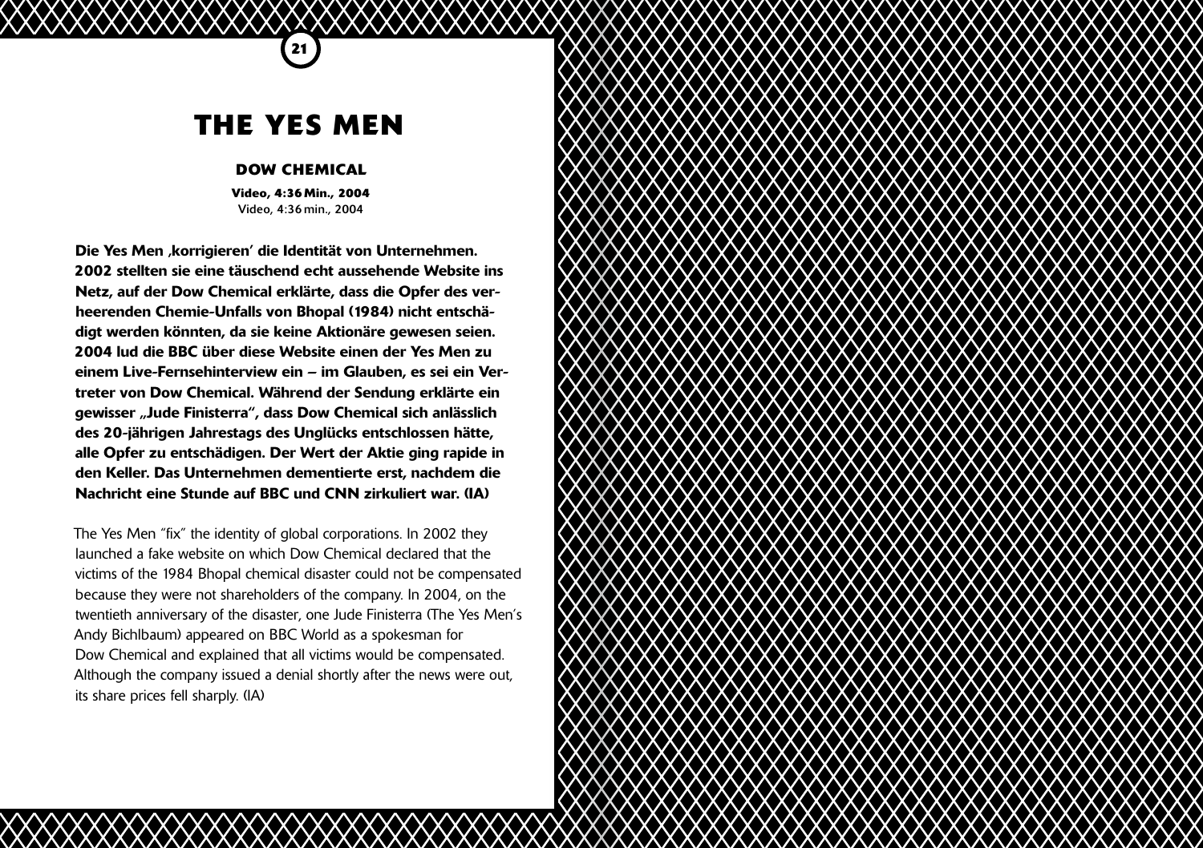# THE YES MEN

### DOW CHEMICAL

**Video, 4:36 Min., 2004**
Video, 4:36 min., 2004

**Die Yes Men ‚korrigieren' die Identität von Unternehmen. 2002 stellten sie eine täuschend echt aussehende Website ins Netz, auf der Dow Chemical erklärte, dass die Opfer des verheerenden Chemie-Unfalls von Bhopal (1984) nicht entschädigt werden könnten, da sie keine Aktionäre gewesen seien. 2004 lud die BBC über diese Website einen der Yes Men zu einem Live-Fernsehinterview ein – im Glauben, es sei ein Vertreter von Dow Chemical. Während der Sendung erklärte ein gewisser „Jude Finisterra", dass Dow Chemical sich anlässlich des 20-jährigen Jahrestags des Unglücks entschlossen hätte, alle Opfer zu entschädigen. Der Wert der Aktie ging rapide in den Keller. Das Unternehmen dementierte erst, nachdem die Nachricht eine Stunde auf BBC und CNN zirkuliert war. (IA)**

The Yes Men "fix" the identity of global corporations. In 2002 they launched a fake website on which Dow Chemical declared that the victims of the 1984 Bhopal chemical disaster could not be compensated because they were not shareholders of the company. In 2004, on the twentieth anniversary of the disaster, one Jude Finisterra (The Yes Men's Andy Bichlbaum) appeared on BBC World as a spokesman for Dow Chemical and explained that all victims would be compensated. Although the company issued a denial shortly after the news were out, its share prices fell sharply. (IA)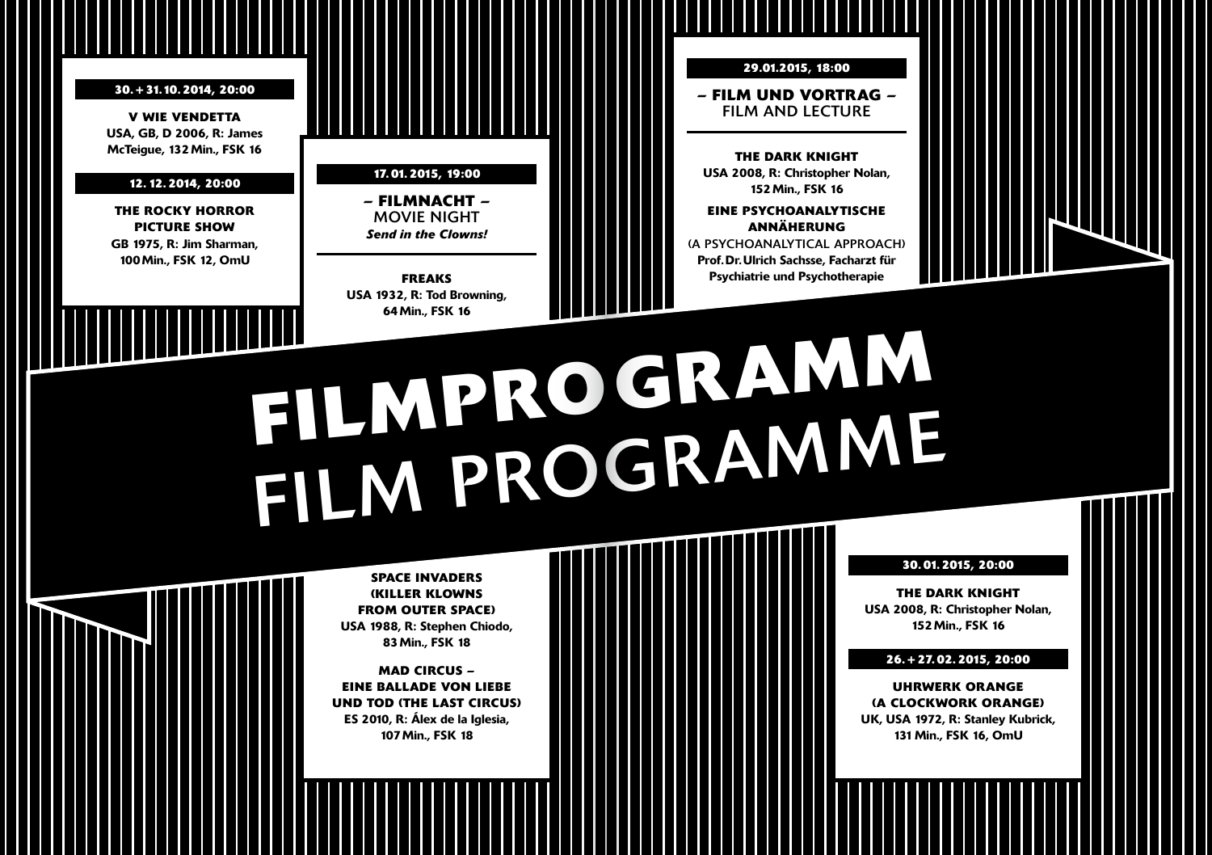# FILMPROGRAMM
# FILM PROGRAMME

**30. + 31. 10. 2014, 20:00**

**V WIE VENDETTA**
**USA, GB, D 2006, R: James McTeigue, 132 Min., FSK 16**

**12. 12. 2014, 20:00**

**THE ROCKY HORROR PICTURE SHOW**
**GB 1975, R: Jim Sharman, 100 Min., FSK 12, OmU**

**17. 01. 2015, 19:00**

**– FILMNACHT –**
MOVIE NIGHT
***Send in the Clowns!***

**FREAKS**
**USA 1932, R: Tod Browning, 64 Min., FSK 16**

**SPACE INVADERS (KILLER KLOWNS FROM OUTER SPACE)**
**USA 1988, R: Stephen Chiodo, 83 Min., FSK 18**

**MAD CIRCUS – EINE BALLADE VON LIEBE UND TOD (THE LAST CIRCUS)**
**ES 2010, R: Álex de la Iglesia, 107 Min., FSK 18**

**29.01.2015, 18:00**

**– FILM UND VORTRAG –**
FILM AND LECTURE

**THE DARK KNIGHT**
**USA 2008, R: Christopher Nolan, 152 Min., FSK 16**

**EINE PSYCHOANALYTISCHE ANNÄHERUNG**
(A PSYCHOANALYTICAL APPROACH)
**Prof. Dr. Ulrich Sachsse, Facharzt für Psychiatrie und Psychotherapie**

**30. 01. 2015, 20:00**

**THE DARK KNIGHT**
**USA 2008, R: Christopher Nolan, 152 Min., FSK 16**

**26. + 27. 02. 2015, 20:00**

**UHRWERK ORANGE (A CLOCKWORK ORANGE)**
**UK, USA 1972, R: Stanley Kubrick, 131 Min., FSK 16, OmU**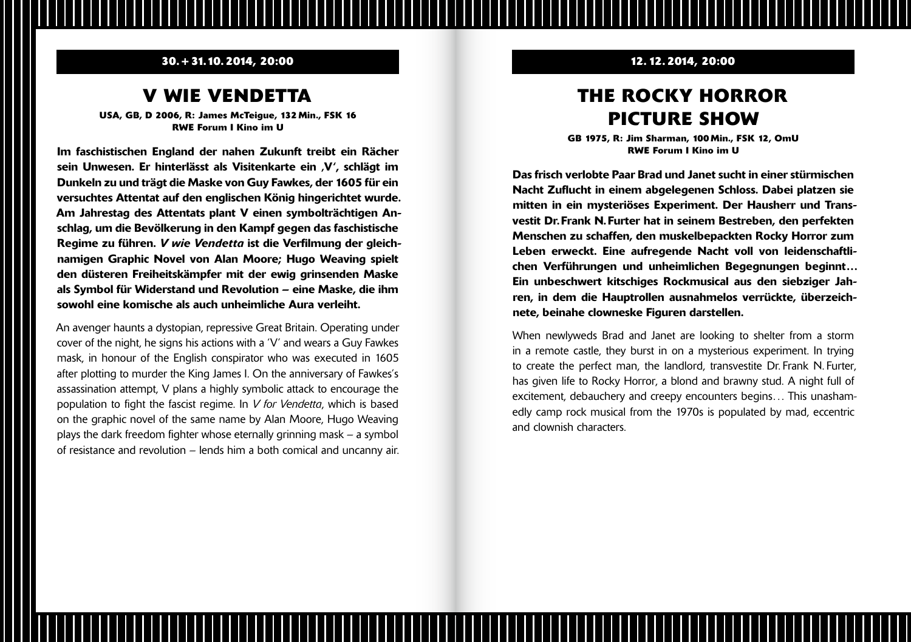**30. + 31. 10. 2014, 20:00**

## V WIE VENDETTA

**USA, GB, D 2006, R: James McTeigue, 132 Min., FSK 16**
**RWE Forum I Kino im U**

**Im faschistischen England der nahen Zukunft treibt ein Rächer sein Unwesen. Er hinterlässt als Visitenkarte ein ‚V', schlägt im Dunkeln zu und trägt die Maske von Guy Fawkes, der 1605 für ein versuchtes Attentat auf den englischen König hingerichtet wurde. Am Jahrestag des Attentats plant V einen symbolträchtigen Anschlag, um die Bevölkerung in den Kampf gegen das faschistische Regime zu führen. *V wie Vendetta* ist die Verfilmung der gleichnamigen Graphic Novel von Alan Moore; Hugo Weaving spielt den düsteren Freiheitskämpfer mit der ewig grinsenden Maske als Symbol für Widerstand und Revolution – eine Maske, die ihm sowohl eine komische als auch unheimliche Aura verleiht.**

An avenger haunts a dystopian, repressive Great Britain. Operating under cover of the night, he signs his actions with a 'V' and wears a Guy Fawkes mask, in honour of the English conspirator who was executed in 1605 after plotting to murder the King James I. On the anniversary of Fawkes's assassination attempt, V plans a highly symbolic attack to encourage the population to fight the fascist regime. In *V for Vendetta*, which is based on the graphic novel of the same name by Alan Moore, Hugo Weaving plays the dark freedom fighter whose eternally grinning mask – a symbol of resistance and revolution – lends him a both comical and uncanny air.

**12. 12. 2014, 20:00**

## THE ROCKY HORROR PICTURE SHOW

**GB 1975, R: Jim Sharman, 100 Min., FSK 12, OmU**
**RWE Forum I Kino im U**

**Das frisch verlobte Paar Brad und Janet sucht in einer stürmischen Nacht Zuflucht in einem abgelegenen Schloss. Dabei platzen sie mitten in ein mysteriöses Experiment. Der Hausherr und Transvestit Dr. Frank N. Furter hat in seinem Bestreben, den perfekten Menschen zu schaffen, den muskelbepackten Rocky Horror zum Leben erweckt. Eine aufregende Nacht voll von leidenschaftlichen Verführungen und unheimlichen Begegnungen beginnt… Ein unbeschwert kitschiges Rockmusical aus den siebziger Jahren, in dem die Hauptrollen ausnahmelos verrückte, überzeichnete, beinahe clowneske Figuren darstellen.**

When newlyweds Brad and Janet are looking to shelter from a storm in a remote castle, they burst in on a mysterious experiment. In trying to create the perfect man, the landlord, transvestite Dr. Frank N. Furter, has given life to Rocky Horror, a blond and brawny stud. A night full of excitement, debauchery and creepy encounters begins… This unashamedly camp rock musical from the 1970s is populated by mad, eccentric and clownish characters.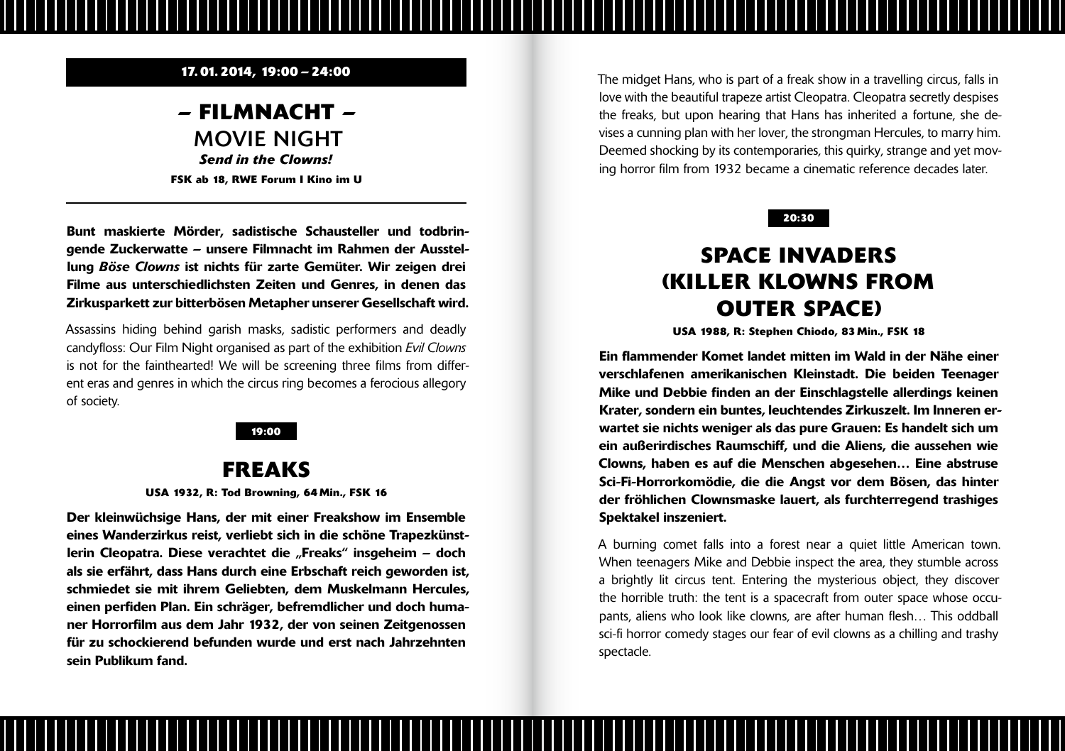**17. 01. 2014, 19:00 – 24:00**

# – FILMNACHT –
## MOVIE NIGHT

***Send in the Clowns!***

**FSK ab 18, RWE Forum I Kino im U**

**Bunt maskierte Mörder, sadistische Schausteller und todbringende Zuckerwatte – unsere Filmnacht im Rahmen der Ausstellung *Böse Clowns* ist nichts für zarte Gemüter. Wir zeigen drei Filme aus unterschiedlichsten Zeiten und Genres, in denen das Zirkusparkett zur bitterbösen Metapher unserer Gesellschaft wird.**

Assassins hiding behind garish masks, sadistic performers and deadly candyfloss: Our Film Night organised as part of the exhibition *Evil Clowns* is not for the fainthearted! We will be screening three films from different eras and genres in which the circus ring becomes a ferocious allegory of society.

**19:00**

## FREAKS

**USA 1932, R: Tod Browning, 64 Min., FSK 16**

**Der kleinwüchsige Hans, der mit einer Freakshow im Ensemble eines Wanderzirkus reist, verliebt sich in die schöne Trapezkünstlerin Cleopatra. Diese verachtet die „Freaks" insgeheim – doch als sie erfährt, dass Hans durch eine Erbschaft reich geworden ist, schmiedet sie mit ihrem Geliebten, dem Muskelmann Hercules, einen perfiden Plan. Ein schräger, befremdlicher und doch humaner Horrorfilm aus dem Jahr 1932, der von seinen Zeitgenossen für zu schockierend befunden wurde und erst nach Jahrzehnten sein Publikum fand.**

The midget Hans, who is part of a freak show in a travelling circus, falls in love with the beautiful trapeze artist Cleopatra. Cleopatra secretly despises the freaks, but upon hearing that Hans has inherited a fortune, she devises a cunning plan with her lover, the strongman Hercules, to marry him. Deemed shocking by its contemporaries, this quirky, strange and yet moving horror film from 1932 became a cinematic reference decades later.

**20:30**

## SPACE INVADERS (KILLER KLOWNS FROM OUTER SPACE)

**USA 1988, R: Stephen Chiodo, 83 Min., FSK 18**

**Ein flammender Komet landet mitten im Wald in der Nähe einer verschlafenen amerikanischen Kleinstadt. Die beiden Teenager Mike und Debbie finden an der Einschlagstelle allerdings keinen Krater, sondern ein buntes, leuchtendes Zirkuszelt. Im Inneren erwartet sie nichts weniger als das pure Grauen: Es handelt sich um ein außerirdisches Raumschiff, und die Aliens, die aussehen wie Clowns, haben es auf die Menschen abgesehen… Eine abstruse Sci-Fi-Horrorkomödie, die die Angst vor dem Bösen, das hinter der fröhlichen Clownsmaske lauert, als furchterregend trashiges Spektakel inszeniert.**

A burning comet falls into a forest near a quiet little American town. When teenagers Mike and Debbie inspect the area, they stumble across a brightly lit circus tent. Entering the mysterious object, they discover the horrible truth: the tent is a spacecraft from outer space whose occupants, aliens who look like clowns, are after human flesh… This oddball sci-fi horror comedy stages our fear of evil clowns as a chilling and trashy spectacle.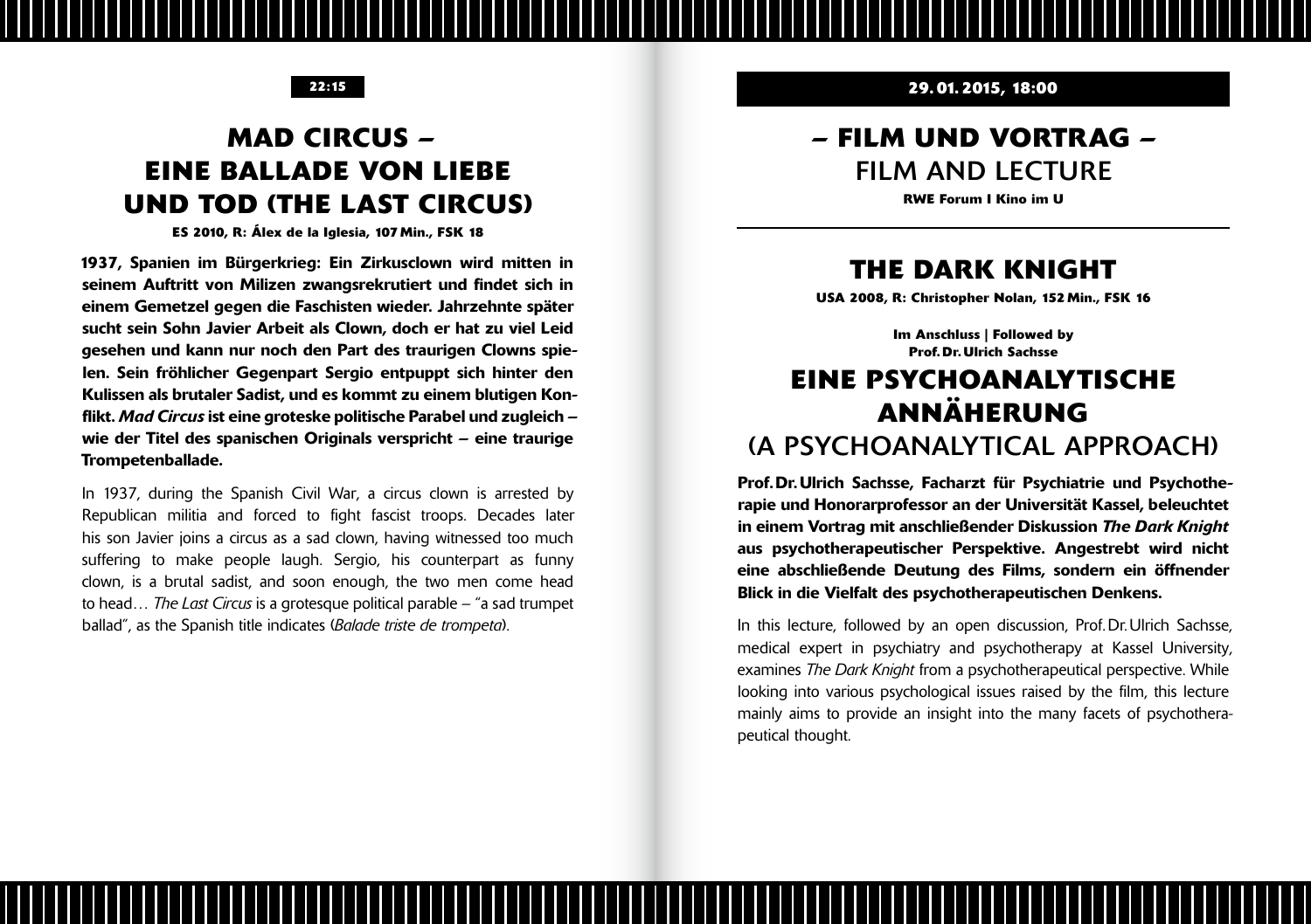**22:15**

# MAD CIRCUS – EINE BALLADE VON LIEBE UND TOD (THE LAST CIRCUS)

**ES 2010, R: Álex de la Iglesia, 107 Min., FSK 18**

**1937, Spanien im Bürgerkrieg: Ein Zirkusclown wird mitten in seinem Auftritt von Milizen zwangsrekrutiert und findet sich in einem Gemetzel gegen die Faschisten wieder. Jahrzehnte später sucht sein Sohn Javier Arbeit als Clown, doch er hat zu viel Leid gesehen und kann nur noch den Part des traurigen Clowns spielen. Sein fröhlicher Gegenpart Sergio entpuppt sich hinter den Kulissen als brutaler Sadist, und es kommt zu einem blutigen Konflikt. *Mad Circus* ist eine groteske politische Parabel und zugleich – wie der Titel des spanischen Originals verspricht – eine traurige Trompetenballade.**

In 1937, during the Spanish Civil War, a circus clown is arrested by Republican militia and forced to fight fascist troops. Decades later his son Javier joins a circus as a sad clown, having witnessed too much suffering to make people laugh. Sergio, his counterpart as funny clown, is a brutal sadist, and soon enough, the two men come head to head… *The Last Circus* is a grotesque political parable – "a sad trumpet ballad", as the Spanish title indicates (*Balade triste de trompeta*).

**29. 01. 2015, 18:00**

# – FILM UND VORTRAG –
FILM AND LECTURE

**RWE Forum I Kino im U**

## THE DARK KNIGHT

**USA 2008, R: Christopher Nolan, 152 Min., FSK 16**

**Im Anschluss | Followed by Prof. Dr. Ulrich Sachsse**

## EINE PSYCHOANALYTISCHE ANNÄHERUNG
(A PSYCHOANALYTICAL APPROACH)

**Prof. Dr. Ulrich Sachsse, Facharzt für Psychiatrie und Psychotherapie und Honorarprofessor an der Universität Kassel, beleuchtet in einem Vortrag mit anschließender Diskussion *The Dark Knight* aus psychotherapeutischer Perspektive. Angestrebt wird nicht eine abschließende Deutung des Films, sondern ein öffnender Blick in die Vielfalt des psychotherapeutischen Denkens.**

In this lecture, followed by an open discussion, Prof. Dr. Ulrich Sachsse, medical expert in psychiatry and psychotherapy at Kassel University, examines *The Dark Knight* from a psychotherapeutical perspective. While looking into various psychological issues raised by the film, this lecture mainly aims to provide an insight into the many facets of psychotherapeutical thought.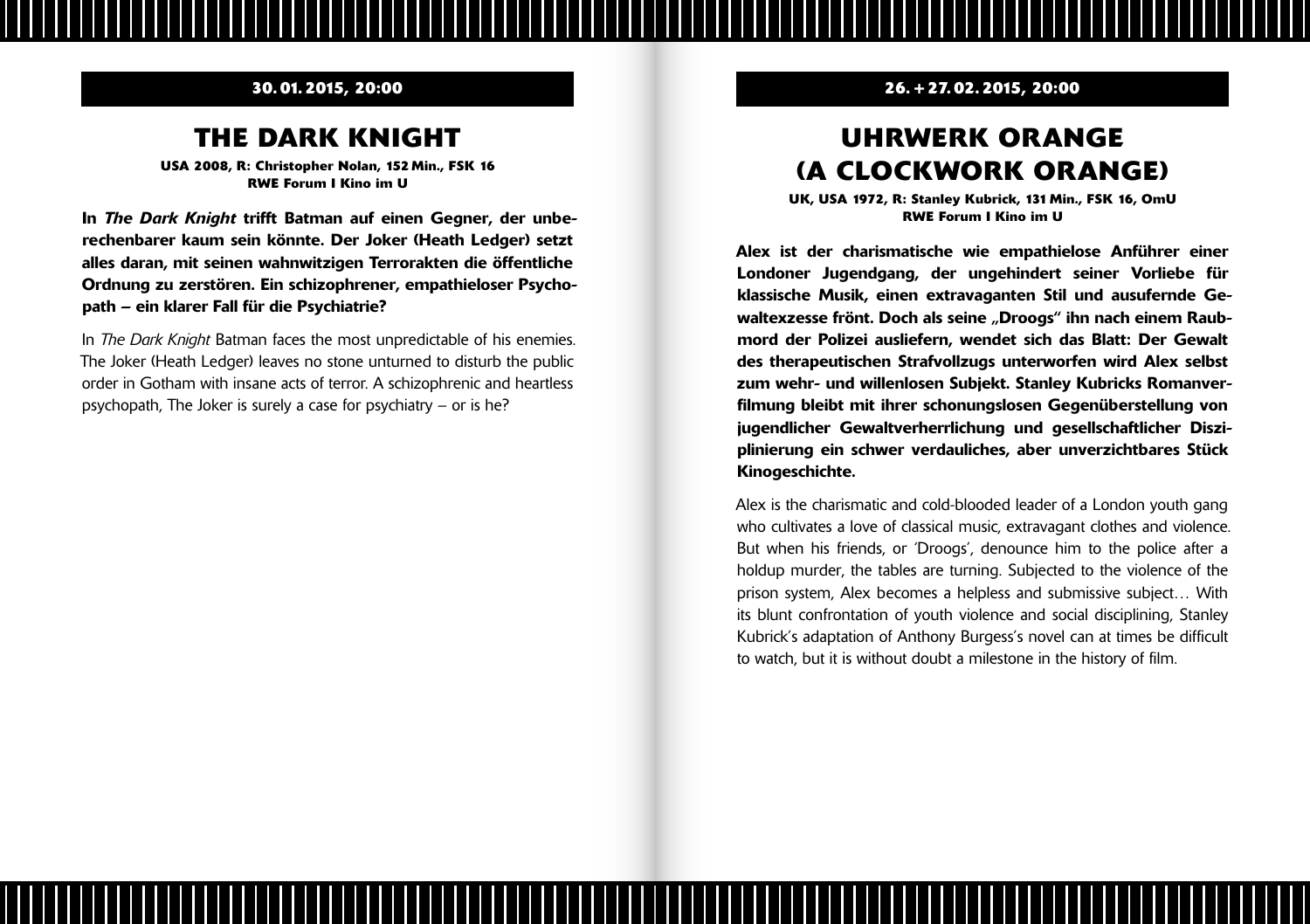**30. 01. 2015, 20:00**

# THE DARK KNIGHT

**USA 2008, R: Christopher Nolan, 152 Min., FSK 16**
**RWE Forum I Kino im U**

**In *The Dark Knight* trifft Batman auf einen Gegner, der unberechenbarer kaum sein könnte. Der Joker (Heath Ledger) setzt alles daran, mit seinen wahnwitzigen Terrorakten die öffentliche Ordnung zu zerstören. Ein schizophrener, empathieloser Psychopath – ein klarer Fall für die Psychiatrie?**

In *The Dark Knight* Batman faces the most unpredictable of his enemies. The Joker (Heath Ledger) leaves no stone unturned to disturb the public order in Gotham with insane acts of terror. A schizophrenic and heartless psychopath, The Joker is surely a case for psychiatry – or is he?

**26. + 27. 02. 2015, 20:00**

# UHRWERK ORANGE (A CLOCKWORK ORANGE)

**UK, USA 1972, R: Stanley Kubrick, 131 Min., FSK 16, OmU**
**RWE Forum I Kino im U**

**Alex ist der charismatische wie empathielose Anführer einer Londoner Jugendgang, der ungehindert seiner Vorliebe für klassische Musik, einen extravaganten Stil und ausufernde Gewaltexzesse frönt. Doch als seine „Droogs" ihn nach einem Raubmord der Polizei ausliefern, wendet sich das Blatt: Der Gewalt des therapeutischen Strafvollzugs unterworfen wird Alex selbst zum wehr- und willenlosen Subjekt. Stanley Kubricks Romanverfilmung bleibt mit ihrer schonungslosen Gegenüberstellung von jugendlicher Gewaltverherrlichung und gesellschaftlicher Disziplinierung ein schwer verdauliches, aber unverzichtbares Stück Kinogeschichte.**

Alex is the charismatic and cold-blooded leader of a London youth gang who cultivates a love of classical music, extravagant clothes and violence. But when his friends, or 'Droogs', denounce him to the police after a holdup murder, the tables are turning. Subjected to the violence of the prison system, Alex becomes a helpless and submissive subject… With its blunt confrontation of youth violence and social disciplining, Stanley Kubrick's adaptation of Anthony Burgess's novel can at times be difficult to watch, but it is without doubt a milestone in the history of film.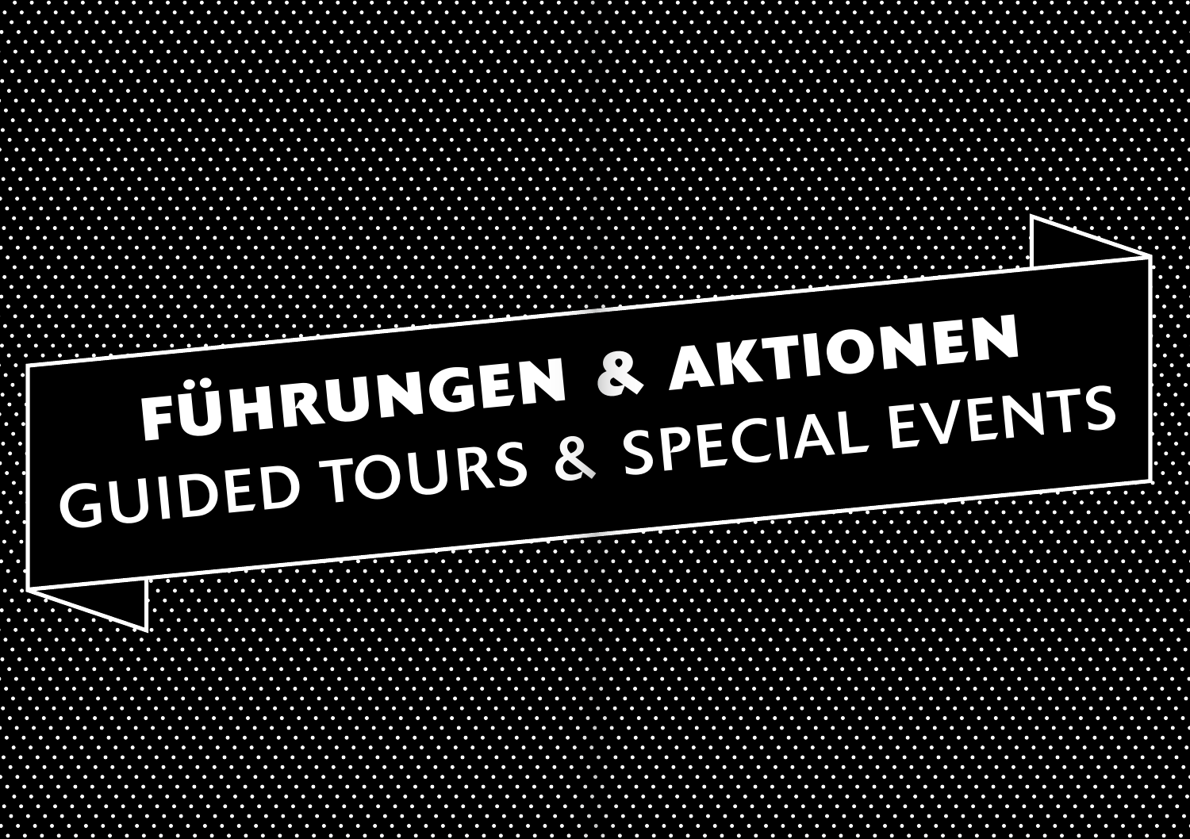# FÜHRUNGEN & AKTIONEN
# GUIDED TOURS & SPECIAL EVENTS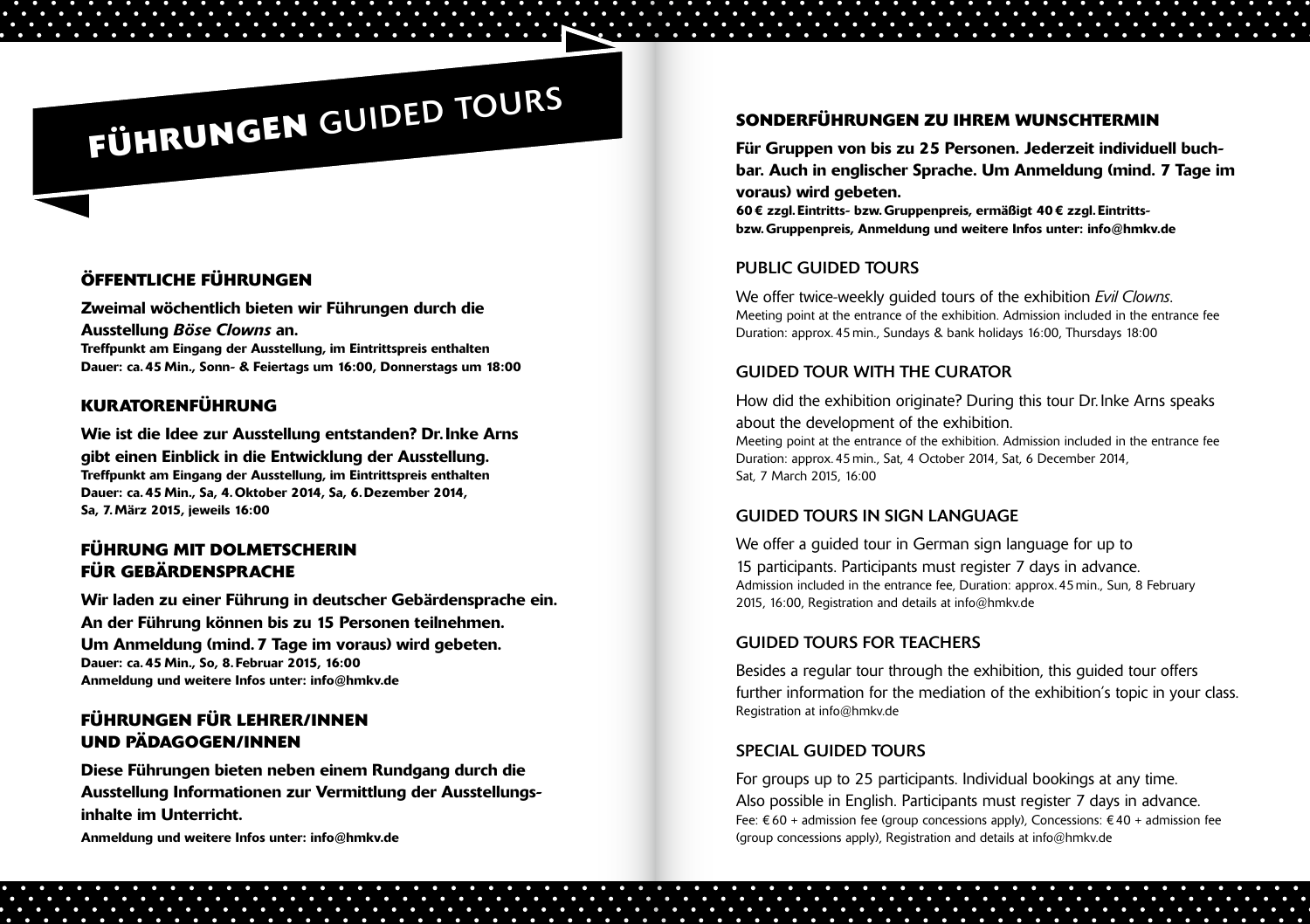# **FÜHRUNGEN** GUIDED TOURS

## ÖFFENTLICHE FÜHRUNGEN

**Zweimal wöchentlich bieten wir Führungen durch die Ausstellung *Böse Clowns* an.**

**Treffpunkt am Eingang der Ausstellung, im Eintrittspreis enthalten**
**Dauer: ca. 45 Min., Sonn- & Feiertags um 16:00, Donnerstags um 18:00**

## KURATORENFÜHRUNG

**Wie ist die Idee zur Ausstellung entstanden? Dr. Inke Arns gibt einen Einblick in die Entwicklung der Ausstellung.**

**Treffpunkt am Eingang der Ausstellung, im Eintrittspreis enthalten**
**Dauer: ca. 45 Min., Sa, 4. Oktober 2014, Sa, 6. Dezember 2014, Sa, 7. März 2015, jeweils 16:00**

## FÜHRUNG MIT DOLMETSCHERIN FÜR GEBÄRDENSPRACHE

**Wir laden zu einer Führung in deutscher Gebärdensprache ein. An der Führung können bis zu 15 Personen teilnehmen. Um Anmeldung (mind. 7 Tage im voraus) wird gebeten.**

**Dauer: ca. 45 Min., So, 8. Februar 2015, 16:00**
**Anmeldung und weitere Infos unter: info@hmkv.de**

## FÜHRUNGEN FÜR LEHRER/INNEN UND PÄDAGOGEN/INNEN

**Diese Führungen bieten neben einem Rundgang durch die Ausstellung Informationen zur Vermittlung der Ausstellungsinhalte im Unterricht.**

**Anmeldung und weitere Infos unter: info@hmkv.de**

## SONDERFÜHRUNGEN ZU IHREM WUNSCHTERMIN

**Für Gruppen von bis zu 25 Personen. Jederzeit individuell buchbar. Auch in englischer Sprache. Um Anmeldung (mind. 7 Tage im voraus) wird gebeten.**

**60 € zzgl. Eintritts- bzw. Gruppenpreis, ermäßigt 40 € zzgl. Eintritts- bzw. Gruppenpreis, Anmeldung und weitere Infos unter: info@hmkv.de**

## PUBLIC GUIDED TOURS

We offer twice-weekly guided tours of the exhibition *Evil Clowns*.

Meeting point at the entrance of the exhibition. Admission included in the entrance fee
Duration: approx. 45 min., Sundays & bank holidays 16:00, Thursdays 18:00

## GUIDED TOUR WITH THE CURATOR

How did the exhibition originate? During this tour Dr. Inke Arns speaks about the development of the exhibition.

Meeting point at the entrance of the exhibition. Admission included in the entrance fee
Duration: approx. 45 min., Sat, 4 October 2014, Sat, 6 December 2014, Sat, 7 March 2015, 16:00

## GUIDED TOURS IN SIGN LANGUAGE

We offer a guided tour in German sign language for up to 15 participants. Participants must register 7 days in advance.

Admission included in the entrance fee, Duration: approx. 45 min., Sun, 8 February 2015, 16:00, Registration and details at info@hmkv.de

## GUIDED TOURS FOR TEACHERS

Besides a regular tour through the exhibition, this guided tour offers further information for the mediation of the exhibition's topic in your class.

Registration at info@hmkv.de

## SPECIAL GUIDED TOURS

For groups up to 25 participants. Individual bookings at any time. Also possible in English. Participants must register 7 days in advance.

Fee: € 60 + admission fee (group concessions apply), Concessions: € 40 + admission fee (group concessions apply), Registration and details at info@hmkv.de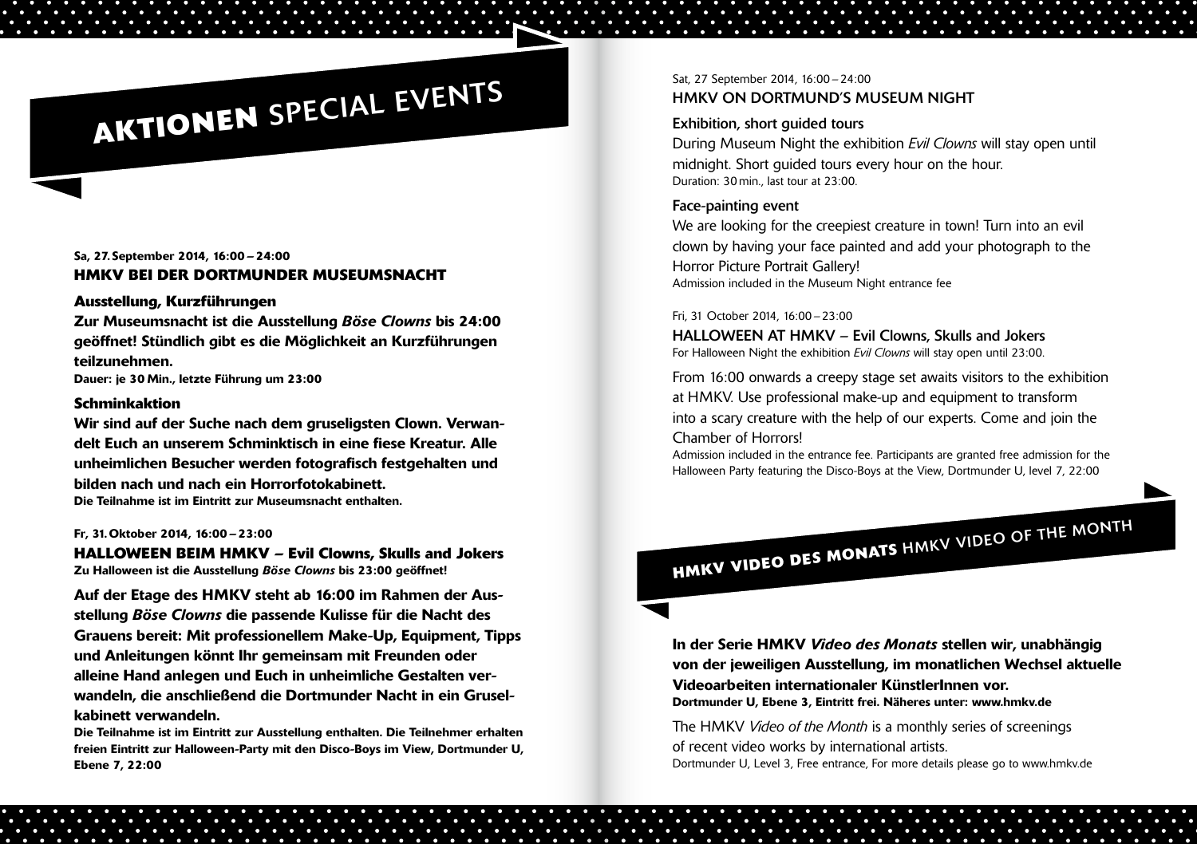# AKTIONEN SPECIAL EVENTS

**Sa, 27. September 2014, 16:00 – 24:00**

## HMKV BEI DER DORTMUNDER MUSEUMSNACHT

### Ausstellung, Kurzführungen

**Zur Museumsnacht ist die Ausstellung *Böse Clowns* bis 24:00 geöffnet! Stündlich gibt es die Möglichkeit an Kurzführungen teilzunehmen.**

**Dauer: je 30 Min., letzte Führung um 23:00**

### Schminkaktion

**Wir sind auf der Suche nach dem gruseligsten Clown. Verwandelt Euch an unserem Schminktisch in eine fiese Kreatur. Alle unheimlichen Besucher werden fotografisch festgehalten und bilden nach und nach ein Horrorfotokabinett.**

**Die Teilnahme ist im Eintritt zur Museumsnacht enthalten.**

**Fr, 31. Oktober 2014, 16:00 – 23:00**

## HALLOWEEN BEIM HMKV – Evil Clowns, Skulls and Jokers

**Zu Halloween ist die Ausstellung *Böse Clowns* bis 23:00 geöffnet!**

**Auf der Etage des HMKV steht ab 16:00 im Rahmen der Ausstellung *Böse Clowns* die passende Kulisse für die Nacht des Grauens bereit: Mit professionellem Make-Up, Equipment, Tipps und Anleitungen könnt Ihr gemeinsam mit Freunden oder alleine Hand anlegen und Euch in unheimliche Gestalten verwandeln, die anschließend die Dortmunder Nacht in ein Gruselkabinett verwandeln.**

**Die Teilnahme ist im Eintritt zur Ausstellung enthalten. Die Teilnehmer erhalten freien Eintritt zur Halloween-Party mit den Disco-Boys im View, Dortmunder U, Ebene 7, 22:00**

Sat, 27 September 2014, 16:00 – 24:00

## HMKV ON DORTMUND'S MUSEUM NIGHT

### Exhibition, short guided tours

During Museum Night the exhibition *Evil Clowns* will stay open until midnight. Short guided tours every hour on the hour.

Duration: 30 min., last tour at 23:00.

### Face-painting event

We are looking for the creepiest creature in town! Turn into an evil clown by having your face painted and add your photograph to the Horror Picture Portrait Gallery!

Admission included in the Museum Night entrance fee

Fri, 31 October 2014, 16:00 – 23:00

## HALLOWEEN AT HMKV – Evil Clowns, Skulls and Jokers

For Halloween Night the exhibition *Evil Clowns* will stay open until 23:00.

From 16:00 onwards a creepy stage set awaits visitors to the exhibition at HMKV. Use professional make-up and equipment to transform into a scary creature with the help of our experts. Come and join the Chamber of Horrors!

Admission included in the entrance fee. Participants are granted free admission for the Halloween Party featuring the Disco-Boys at the View, Dortmunder U, level 7, 22:00

# HMKV VIDEO DES MONATS HMKV VIDEO OF THE MONTH

**In der Serie HMKV *Video des Monats* stellen wir, unabhängig von der jeweiligen Ausstellung, im monatlichen Wechsel aktuelle Videoarbeiten internationaler KünstlerInnen vor.**

**Dortmunder U, Ebene 3, Eintritt frei. Näheres unter: www.hmkv.de**

The HMKV *Video of the Month* is a monthly series of screenings of recent video works by international artists.

Dortmunder U, Level 3, Free entrance, For more details please go to www.hmkv.de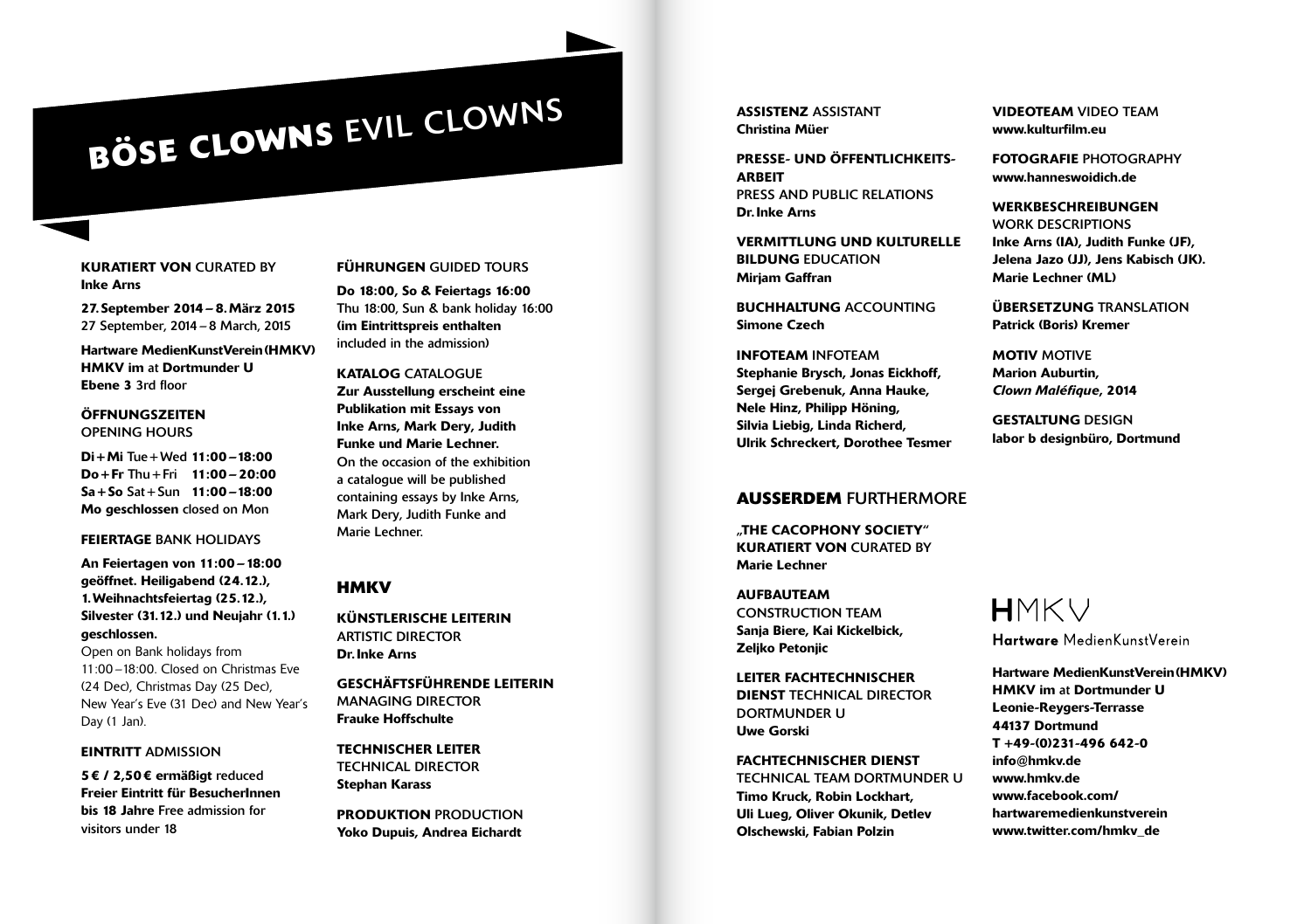# BÖSE CLOWNS EVIL CLOWNS

**KURATIERT VON** CURATED BY
**Inke Arns**

**27. September 2014 – 8. März 2015**
27 September, 2014 – 8 March, 2015

**Hartware MedienKunstVerein (HMKV)**
**HMKV im** at **Dortmunder U**
**Ebene 3** 3rd floor

**ÖFFNUNGSZEITEN**
OPENING HOURS

**Di + Mi** Tue + Wed **11:00 – 18:00**
**Do + Fr** Thu + Fri **11:00 – 20:00**
**Sa + So** Sat + Sun **11:00 – 18:00**
**Mo geschlossen** closed on Mon

**FEIERTAGE** BANK HOLIDAYS

**An Feiertagen von 11:00 – 18:00 geöffnet. Heiligabend (24. 12.), 1. Weihnachtsfeiertag (25. 12.), Silvester (31. 12.) und Neujahr (1. 1.) geschlossen.**
Open on Bank holidays from 11:00 – 18:00. Closed on Christmas Eve (24 Dec), Christmas Day (25 Dec), New Year's Eve (31 Dec) and New Year's Day (1 Jan).

**EINTRITT** ADMISSION

**5 € / 2,50 € ermäßigt** reduced
**Freier Eintritt für BesucherInnen bis 18 Jahre** Free admission for visitors under 18

**FÜHRUNGEN** GUIDED TOURS

**Do 18:00, So & Feiertags 16:00**
Thu 18:00, Sun & bank holiday 16:00
**(im Eintrittspreis enthalten**
included in the admission)

**KATALOG** CATALOGUE
**Zur Ausstellung erscheint eine Publikation mit Essays von Inke Arns, Mark Dery, Judith Funke und Marie Lechner.**
On the occasion of the exhibition a catalogue will be published containing essays by Inke Arns, Mark Dery, Judith Funke and Marie Lechner.

## HMKV

**KÜNSTLERISCHE LEITERIN**
ARTISTIC DIRECTOR
**Dr. Inke Arns**

**GESCHÄFTSFÜHRENDE LEITERIN**
MANAGING DIRECTOR
**Frauke Hoffschulte**

**TECHNISCHER LEITER**
TECHNICAL DIRECTOR
**Stephan Karass**

**PRODUKTION** PRODUCTION
**Yoko Dupuis, Andrea Eichardt**

**ASSISTENZ** ASSISTANT
**Christina Müer**

**PRESSE- UND ÖFFENTLICHKEITS-ARBEIT**
PRESS AND PUBLIC RELATIONS
**Dr. Inke Arns**

**VERMITTLUNG UND KULTURELLE BILDUNG** EDUCATION
**Mirjam Gaffran**

**BUCHHALTUNG** ACCOUNTING
**Simone Czech**

**INFOTEAM** INFOTEAM
**Stephanie Brysch, Jonas Eickhoff, Sergej Grebenuk, Anna Hauke, Nele Hinz, Philipp Höning, Silvia Liebig, Linda Richerd, Ulrik Schreckert, Dorothee Tesmer**

**VIDEOTEAM** VIDEO TEAM
**www.kulturfilm.eu**

**FOTOGRAFIE** PHOTOGRAPHY
**www.hanneswoidich.de**

**WERKBESCHREIBUNGEN**
WORK DESCRIPTIONS
**Inke Arns (IA), Judith Funke (JF), Jelena Jazo (JJ), Jens Kabisch (JK). Marie Lechner (ML)**

**ÜBERSETZUNG** TRANSLATION
**Patrick (Boris) Kremer**

**MOTIV** MOTIVE
**Marion Auburtin,**
***Clown Maléfique*, 2014**

**GESTALTUNG** DESIGN
**labor b designbüro, Dortmund**

## AUSSERDEM FURTHERMORE

**„THE CACOPHONY SOCIETY"**
**KURATIERT VON** CURATED BY
**Marie Lechner**

**AUFBAUTEAM**
CONSTRUCTION TEAM
**Sanja Biere, Kai Kickelbick, Zeljko Petonjic**

**LEITER FACHTECHNISCHER DIENST** TECHNICAL DIRECTOR DORTMUNDER U
**Uwe Gorski**

**FACHTECHNISCHER DIENST**
TECHNICAL TEAM DORTMUNDER U
**Timo Kruck, Robin Lockhart, Uli Lueg, Oliver Okunik, Detlev Olschewski, Fabian Polzin**

HMKV
Hartware MedienKunstVerein

**Hartware MedienKunstVerein (HMKV)**
**HMKV im** at **Dortmunder U**
**Leonie-Reygers-Terrasse**
**44137 Dortmund**
**T +49-(0)231-496 642-0**
**info@hmkv.de**
**www.hmkv.de**
**www.facebook.com/hartwaremedienkunstverein**
**www.twitter.com/hmkv_de**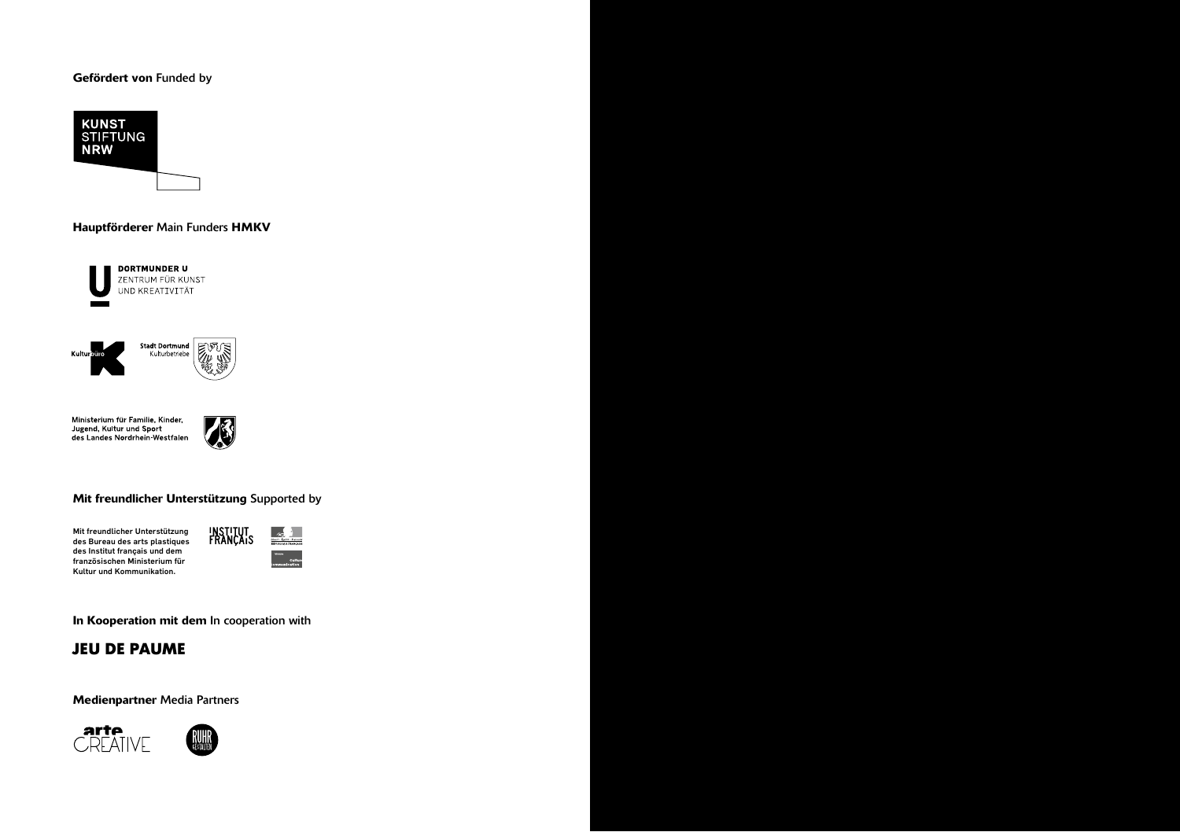**Gefördert von** Funded by

KUNST
STIFTUNG
NRW

**Hauptförderer** Main Funders **HMKV**

DORTMUNDER U
ZENTRUM FÜR KUNST
UND KREATIVITÄT

Kulturbüro

Stadt Dortmund
Kulturbetriebe

Ministerium für Familie, Kinder, Jugend, Kultur und Sport des Landes Nordrhein-Westfalen

**Mit freundlicher Unterstützung** Supported by

Mit freundlicher Unterstützung des Bureau des arts plastiques des Institut français und dem französischen Ministerium für Kultur und Kommunikation.

INSTITUT FRANÇAIS

**In Kooperation mit dem** In cooperation with

**JEU DE PAUME**

**Medienpartner** Media Partners

arte CREATIVE

RUHR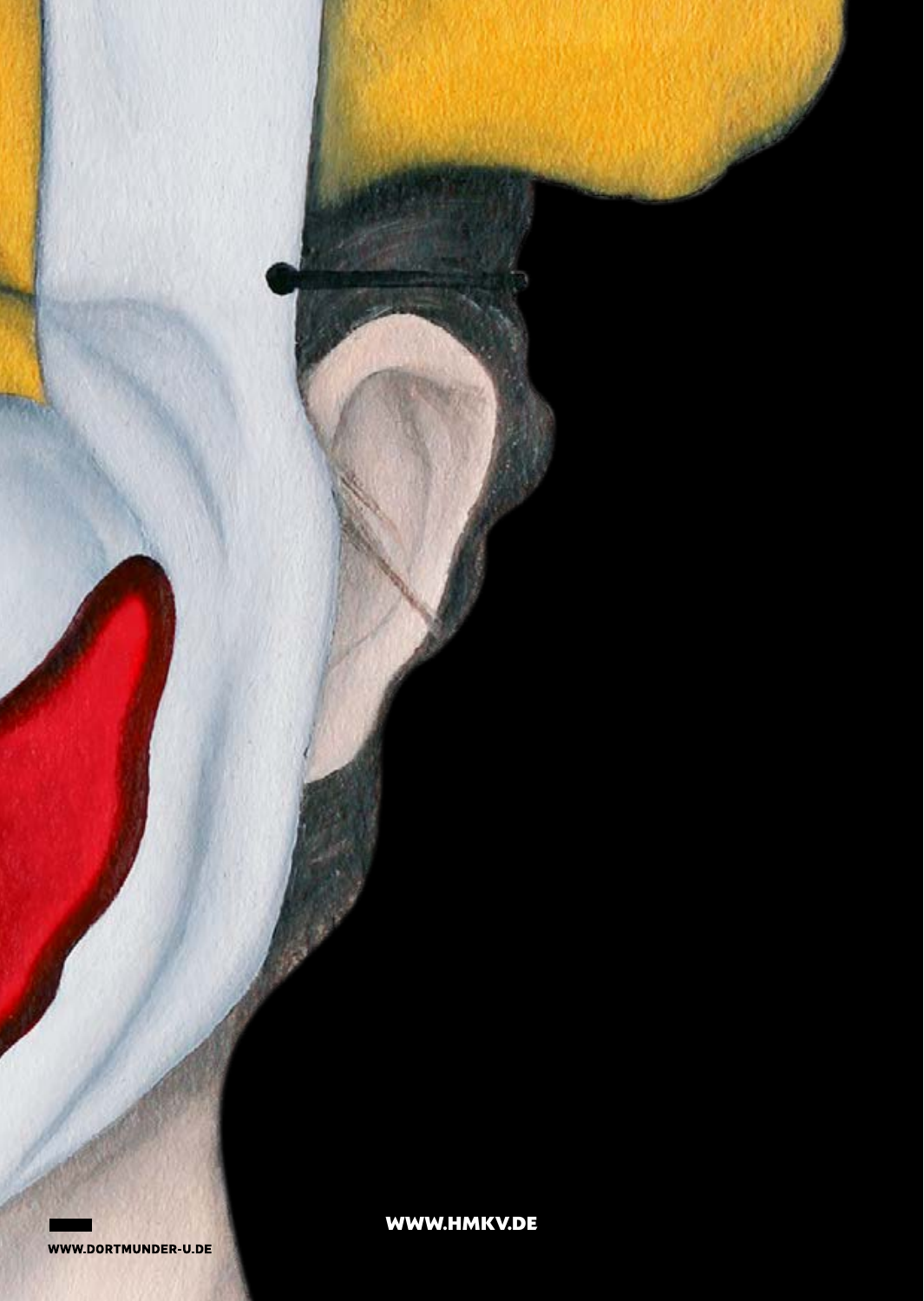WWW.DORTMUNDER-U.DE

WWW.HMKV.DE